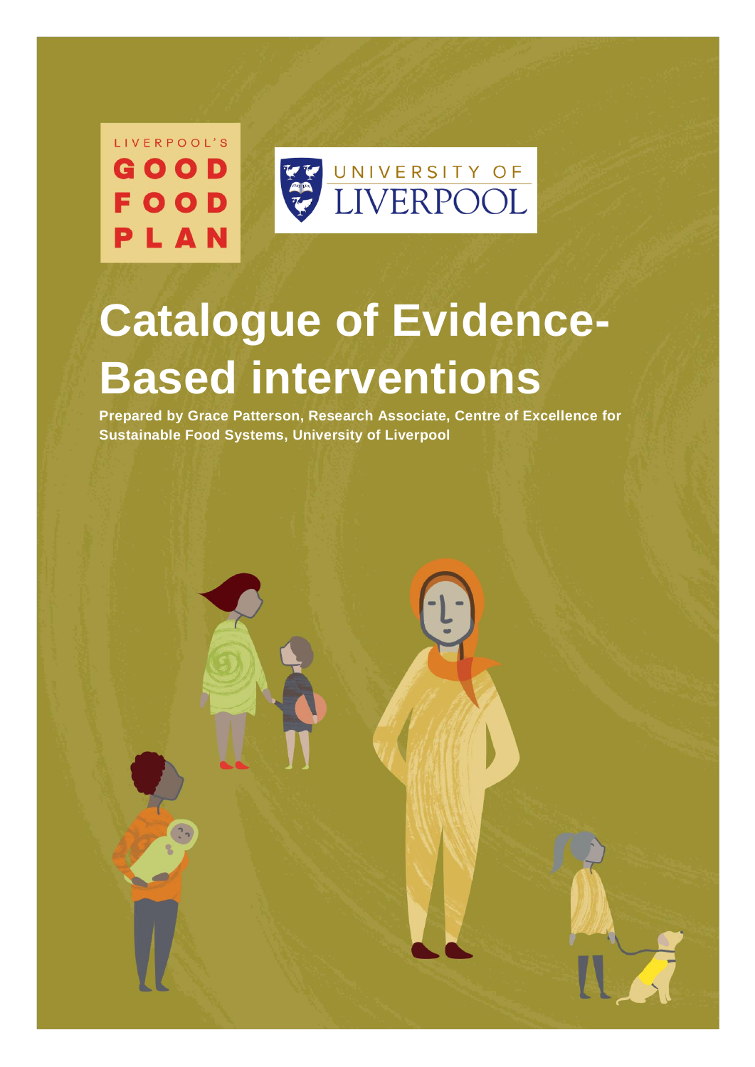LIVERPOOL'S

GOOD FOOD PLAN

UNIVERSITY OF LIVERPOOL

# Catalogue of Evidence-Based interventions

**Prepared by Grace Patterson, Research Associate, Centre of Excellence for Sustainable Food Systems, University of Liverpool**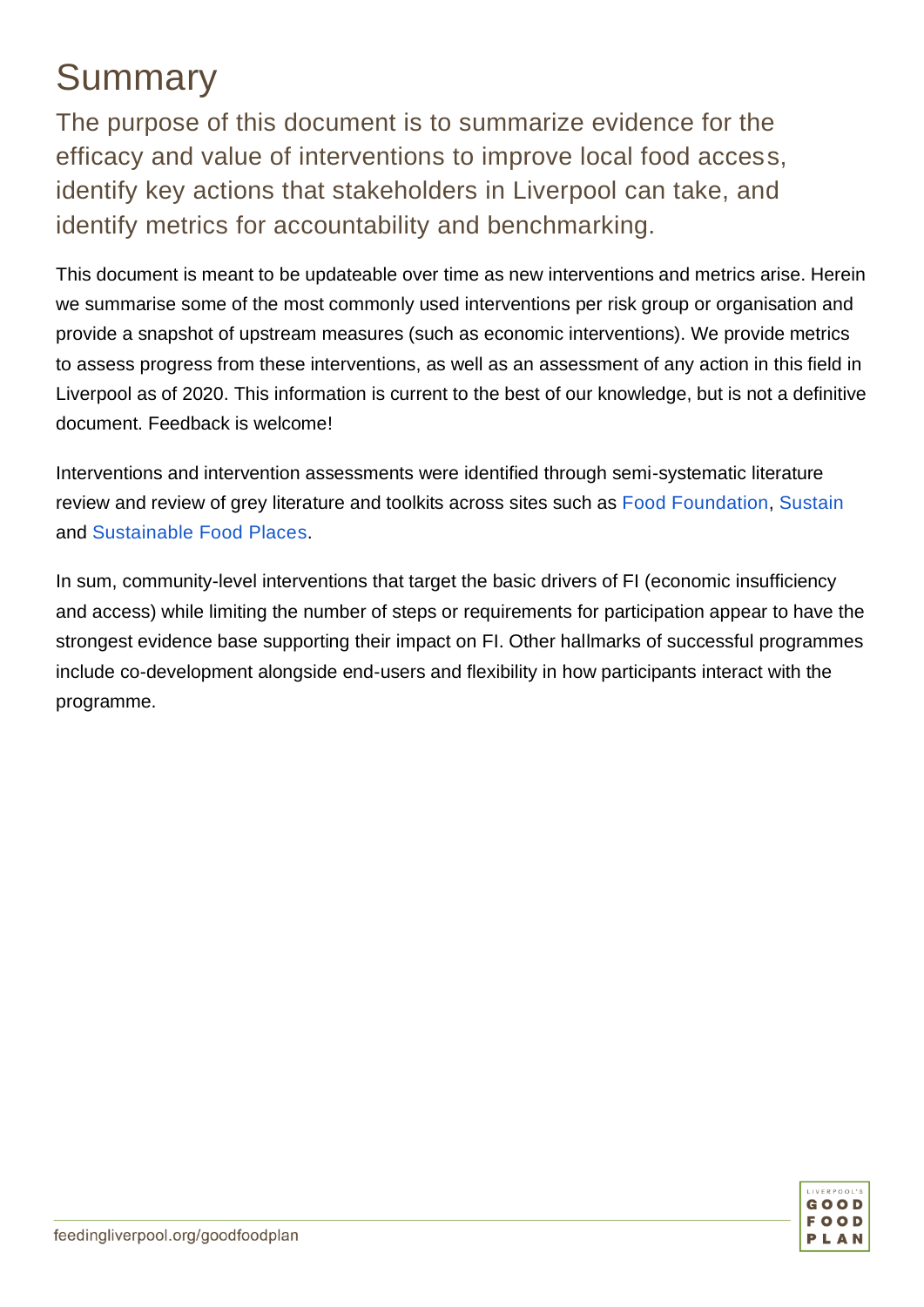# Summary

The purpose of this document is to summarize evidence for the efficacy and value of interventions to improve local food access, identify key actions that stakeholders in Liverpool can take, and identify metrics for accountability and benchmarking.

This document is meant to be updateable over time as new interventions and metrics arise. Herein we summarise some of the most commonly used interventions per risk group or organisation and provide a snapshot of upstream measures (such as economic interventions). We provide metrics to assess progress from these interventions, as well as an assessment of any action in this field in Liverpool as of 2020. This information is current to the best of our knowledge, but is not a definitive document. Feedback is welcome!

Interventions and intervention assessments were identified through semi-systematic literature review and review of grey literature and toolkits across sites such as Food Foundation, Sustain and Sustainable Food Places.

In sum, community-level interventions that target the basic drivers of FI (economic insufficiency and access) while limiting the number of steps or requirements for participation appear to have the strongest evidence base supporting their impact on FI. Other hallmarks of successful programmes include co-development alongside end-users and flexibility in how participants interact with the programme.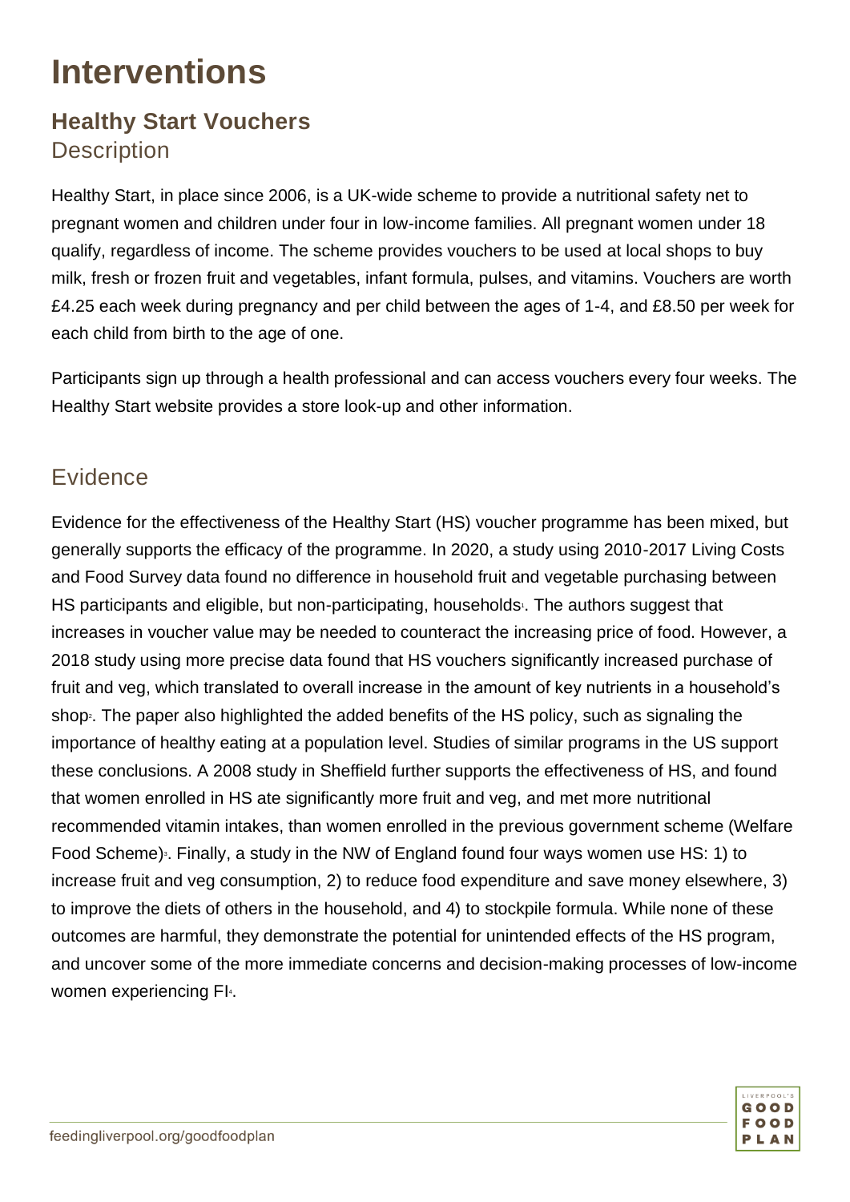# Interventions

## Healthy Start Vouchers

### Description

Healthy Start, in place since 2006, is a UK-wide scheme to provide a nutritional safety net to pregnant women and children under four in low-income families. All pregnant women under 18 qualify, regardless of income. The scheme provides vouchers to be used at local shops to buy milk, fresh or frozen fruit and vegetables, infant formula, pulses, and vitamins. Vouchers are worth £4.25 each week during pregnancy and per child between the ages of 1-4, and £8.50 per week for each child from birth to the age of one.

Participants sign up through a health professional and can access vouchers every four weeks. The Healthy Start website provides a store look-up and other information.

### Evidence

Evidence for the effectiveness of the Healthy Start (HS) voucher programme has been mixed, but generally supports the efficacy of the programme. In 2020, a study using 2010-2017 Living Costs and Food Survey data found no difference in household fruit and vegetable purchasing between HS participants and eligible, but non-participating, households[1]. The authors suggest that increases in voucher value may be needed to counteract the increasing price of food. However, a 2018 study using more precise data found that HS vouchers significantly increased purchase of fruit and veg, which translated to overall increase in the amount of key nutrients in a household's shop[2]. The paper also highlighted the added benefits of the HS policy, such as signaling the importance of healthy eating at a population level. Studies of similar programs in the US support these conclusions. A 2008 study in Sheffield further supports the effectiveness of HS, and found that women enrolled in HS ate significantly more fruit and veg, and met more nutritional recommended vitamin intakes, than women enrolled in the previous government scheme (Welfare Food Scheme)[3]. Finally, a study in the NW of England found four ways women use HS: 1) to increase fruit and veg consumption, 2) to reduce food expenditure and save money elsewhere, 3) to improve the diets of others in the household, and 4) to stockpile formula. While none of these outcomes are harmful, they demonstrate the potential for unintended effects of the HS program, and uncover some of the more immediate concerns and decision-making processes of low-income women experiencing FI[4].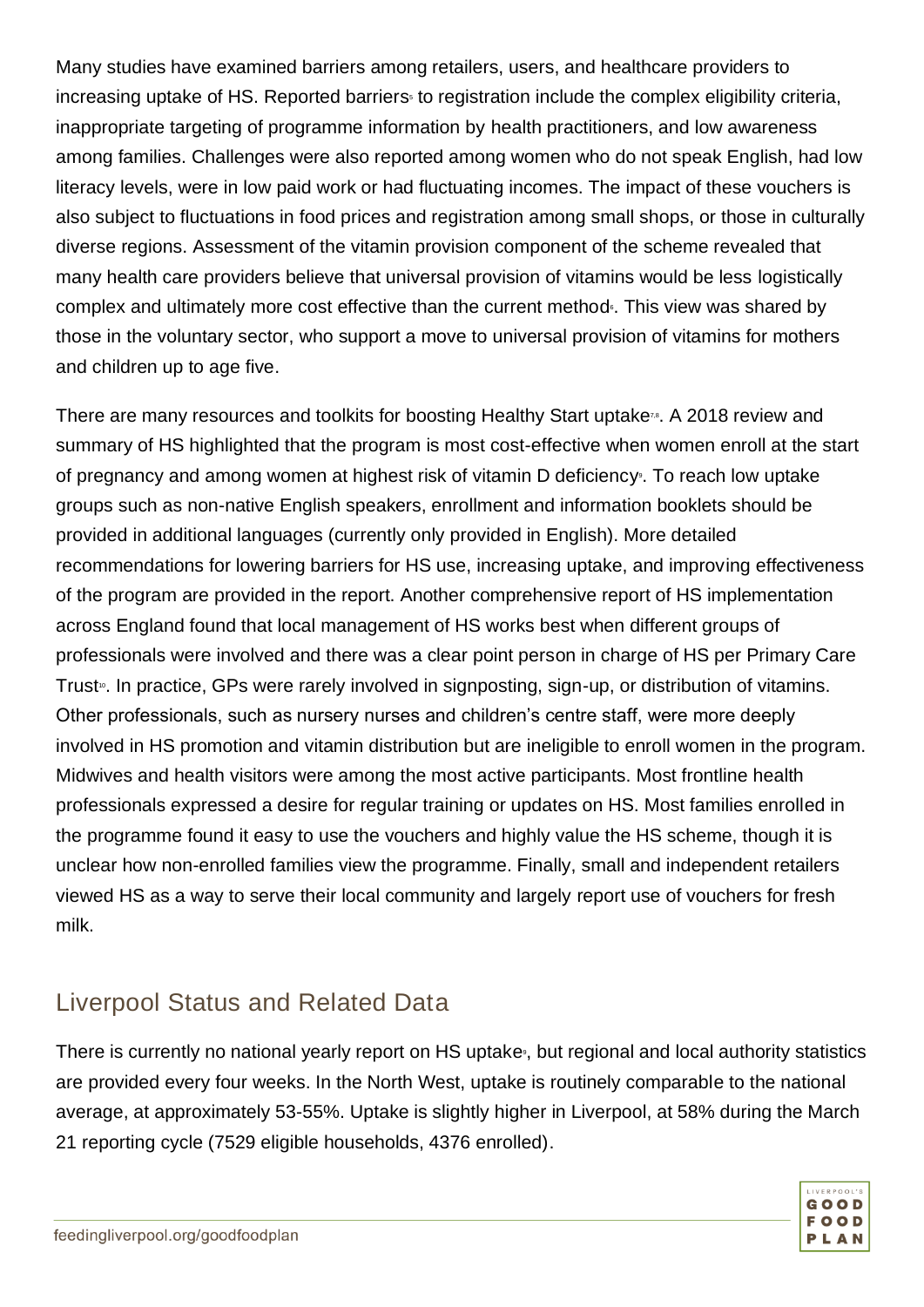Many studies have examined barriers among retailers, users, and healthcare providers to increasing uptake of HS. Reported barriers[6] to registration include the complex eligibility criteria, inappropriate targeting of programme information by health practitioners, and low awareness among families. Challenges were also reported among women who do not speak English, had low literacy levels, were in low paid work or had fluctuating incomes. The impact of these vouchers is also subject to fluctuations in food prices and registration among small shops, or those in culturally diverse regions. Assessment of the vitamin provision component of the scheme revealed that many health care providers believe that universal provision of vitamins would be less logistically complex and ultimately more cost effective than the current method[6]. This view was shared by those in the voluntary sector, who support a move to universal provision of vitamins for mothers and children up to age five.

There are many resources and toolkits for boosting Healthy Start uptake[7,8]. A 2018 review and summary of HS highlighted that the program is most cost-effective when women enroll at the start of pregnancy and among women at highest risk of vitamin D deficiency[9]. To reach low uptake groups such as non-native English speakers, enrollment and information booklets should be provided in additional languages (currently only provided in English). More detailed recommendations for lowering barriers for HS use, increasing uptake, and improving effectiveness of the program are provided in the report. Another comprehensive report of HS implementation across England found that local management of HS works best when different groups of professionals were involved and there was a clear point person in charge of HS per Primary Care Trust[10]. In practice, GPs were rarely involved in signposting, sign-up, or distribution of vitamins. Other professionals, such as nursery nurses and children's centre staff, were more deeply involved in HS promotion and vitamin distribution but are ineligible to enroll women in the program. Midwives and health visitors were among the most active participants. Most frontline health professionals expressed a desire for regular training or updates on HS. Most families enrolled in the programme found it easy to use the vouchers and highly value the HS scheme, though it is unclear how non-enrolled families view the programme. Finally, small and independent retailers viewed HS as a way to serve their local community and largely report use of vouchers for fresh milk.

## Liverpool Status and Related Data

There is currently no national yearly report on HS uptake[9], but regional and local authority statistics are provided every four weeks. In the North West, uptake is routinely comparable to the national average, at approximately 53-55%. Uptake is slightly higher in Liverpool, at 58% during the March 21 reporting cycle (7529 eligible households, 4376 enrolled).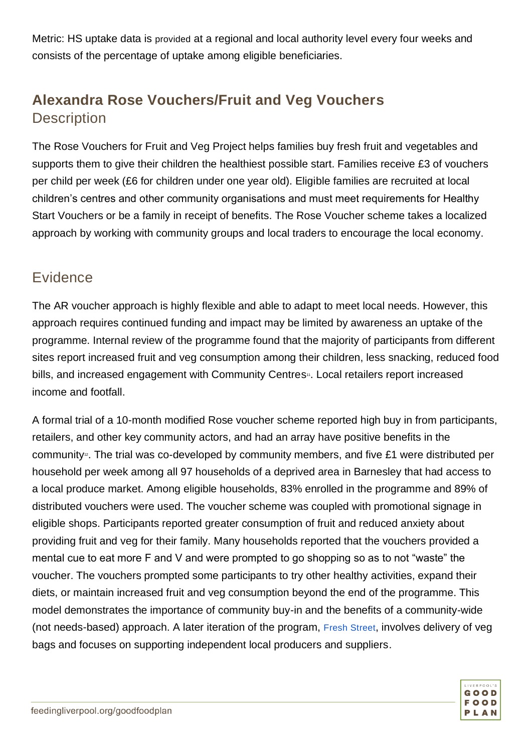Metric: HS uptake data is provided at a regional and local authority level every four weeks and consists of the percentage of uptake among eligible beneficiaries.

## Alexandra Rose Vouchers/Fruit and Veg Vouchers

### Description

The Rose Vouchers for Fruit and Veg Project helps families buy fresh fruit and vegetables and supports them to give their children the healthiest possible start. Families receive £3 of vouchers per child per week (£6 for children under one year old). Eligible families are recruited at local children's centres and other community organisations and must meet requirements for Healthy Start Vouchers or be a family in receipt of benefits. The Rose Voucher scheme takes a localized approach by working with community groups and local traders to encourage the local economy.

### Evidence

The AR voucher approach is highly flexible and able to adapt to meet local needs. However, this approach requires continued funding and impact may be limited by awareness an uptake of the programme. Internal review of the programme found that the majority of participants from different sites report increased fruit and veg consumption among their children, less snacking, reduced food bills, and increased engagement with Community Centres[11]. Local retailers report increased income and footfall.

A formal trial of a 10-month modified Rose voucher scheme reported high buy in from participants, retailers, and other key community actors, and had an array have positive benefits in the community[12]. The trial was co-developed by community members, and five £1 were distributed per household per week among all 97 households of a deprived area in Barnesley that had access to a local produce market. Among eligible households, 83% enrolled in the programme and 89% of distributed vouchers were used. The voucher scheme was coupled with promotional signage in eligible shops. Participants reported greater consumption of fruit and reduced anxiety about providing fruit and veg for their family. Many households reported that the vouchers provided a mental cue to eat more F and V and were prompted to go shopping so as to not "waste" the voucher. The vouchers prompted some participants to try other healthy activities, expand their diets, or maintain increased fruit and veg consumption beyond the end of the programme. This model demonstrates the importance of community buy-in and the benefits of a community-wide (not needs-based) approach. A later iteration of the program, Fresh Street, involves delivery of veg bags and focuses on supporting independent local producers and suppliers.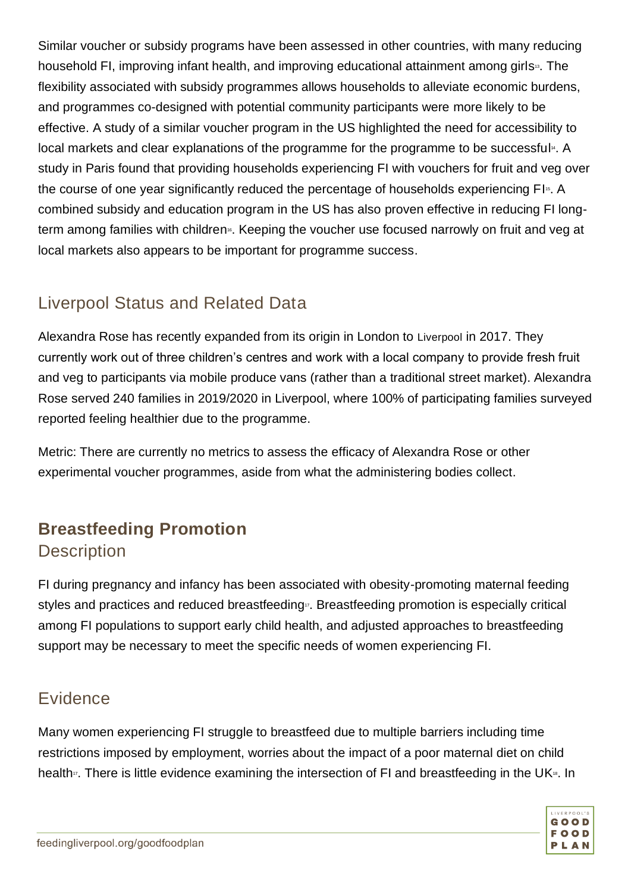Similar voucher or subsidy programs have been assessed in other countries, with many reducing household FI, improving infant health, and improving educational attainment among girls[13]. The flexibility associated with subsidy programmes allows households to alleviate economic burdens, and programmes co-designed with potential community participants were more likely to be effective. A study of a similar voucher program in the US highlighted the need for accessibility to local markets and clear explanations of the programme for the programme to be successful[14]. A study in Paris found that providing households experiencing FI with vouchers for fruit and veg over the course of one year significantly reduced the percentage of households experiencing FI[15]. A combined subsidy and education program in the US has also proven effective in reducing FI long-term among families with children[16]. Keeping the voucher use focused narrowly on fruit and veg at local markets also appears to be important for programme success.

## Liverpool Status and Related Data

Alexandra Rose has recently expanded from its origin in London to Liverpool in 2017. They currently work out of three children's centres and work with a local company to provide fresh fruit and veg to participants via mobile produce vans (rather than a traditional street market). Alexandra Rose served 240 families in 2019/2020 in Liverpool, where 100% of participating families surveyed reported feeling healthier due to the programme.

Metric: There are currently no metrics to assess the efficacy of Alexandra Rose or other experimental voucher programmes, aside from what the administering bodies collect.

# Breastfeeding Promotion

## Description

FI during pregnancy and infancy has been associated with obesity-promoting maternal feeding styles and practices and reduced breastfeeding[17]. Breastfeeding promotion is especially critical among FI populations to support early child health, and adjusted approaches to breastfeeding support may be necessary to meet the specific needs of women experiencing FI.

## Evidence

Many women experiencing FI struggle to breastfeed due to multiple barriers including time restrictions imposed by employment, worries about the impact of a poor maternal diet on child health[17]. There is little evidence examining the intersection of FI and breastfeeding in the UK[18]. In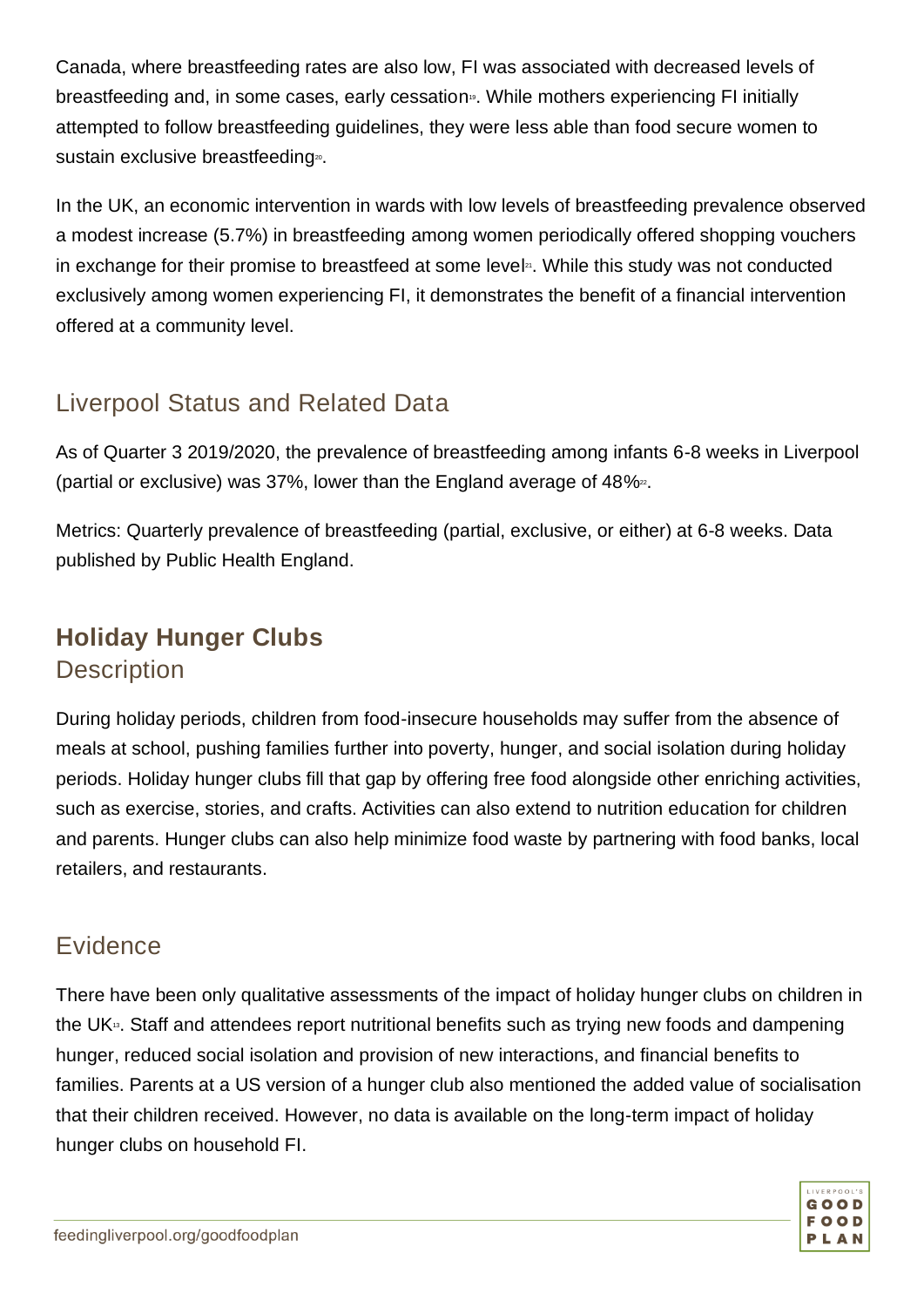Canada, where breastfeeding rates are also low, FI was associated with decreased levels of breastfeeding and, in some cases, early cessation[19]. While mothers experiencing FI initially attempted to follow breastfeeding guidelines, they were less able than food secure women to sustain exclusive breastfeeding[20].

In the UK, an economic intervention in wards with low levels of breastfeeding prevalence observed a modest increase (5.7%) in breastfeeding among women periodically offered shopping vouchers in exchange for their promise to breastfeed at some level[21]. While this study was not conducted exclusively among women experiencing FI, it demonstrates the benefit of a financial intervention offered at a community level.

## Liverpool Status and Related Data

As of Quarter 3 2019/2020, the prevalence of breastfeeding among infants 6-8 weeks in Liverpool (partial or exclusive) was 37%, lower than the England average of 48%[22].

Metrics: Quarterly prevalence of breastfeeding (partial, exclusive, or either) at 6-8 weeks. Data published by Public Health England.

# Holiday Hunger Clubs

## Description

During holiday periods, children from food-insecure households may suffer from the absence of meals at school, pushing families further into poverty, hunger, and social isolation during holiday periods. Holiday hunger clubs fill that gap by offering free food alongside other enriching activities, such as exercise, stories, and crafts. Activities can also extend to nutrition education for children and parents. Hunger clubs can also help minimize food waste by partnering with food banks, local retailers, and restaurants.

## Evidence

There have been only qualitative assessments of the impact of holiday hunger clubs on children in the UK[13]. Staff and attendees report nutritional benefits such as trying new foods and dampening hunger, reduced social isolation and provision of new interactions, and financial benefits to families. Parents at a US version of a hunger club also mentioned the added value of socialisation that their children received. However, no data is available on the long-term impact of holiday hunger clubs on household FI.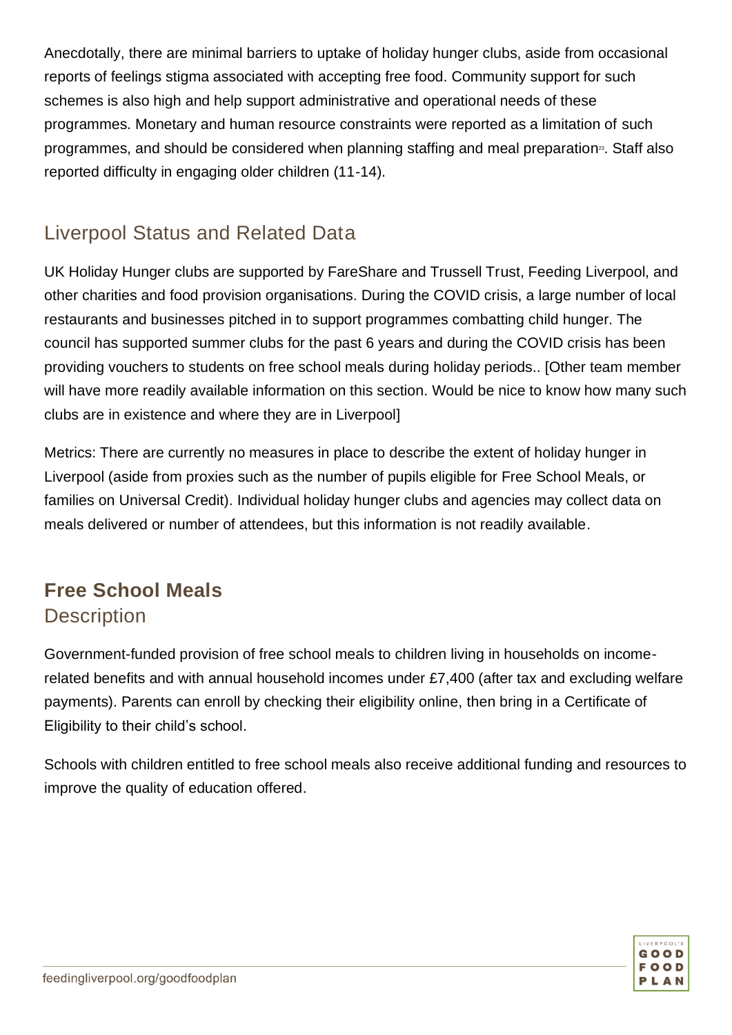Anecdotally, there are minimal barriers to uptake of holiday hunger clubs, aside from occasional reports of feelings stigma associated with accepting free food. Community support for such schemes is also high and help support administrative and operational needs of these programmes. Monetary and human resource constraints were reported as a limitation of such programmes, and should be considered when planning staffing and meal preparation[23]. Staff also reported difficulty in engaging older children (11-14).

## Liverpool Status and Related Data

UK Holiday Hunger clubs are supported by FareShare and Trussell Trust, Feeding Liverpool, and other charities and food provision organisations. During the COVID crisis, a large number of local restaurants and businesses pitched in to support programmes combatting child hunger. The council has supported summer clubs for the past 6 years and during the COVID crisis has been providing vouchers to students on free school meals during holiday periods.. [Other team member will have more readily available information on this section. Would be nice to know how many such clubs are in existence and where they are in Liverpool]

Metrics: There are currently no measures in place to describe the extent of holiday hunger in Liverpool (aside from proxies such as the number of pupils eligible for Free School Meals, or families on Universal Credit). Individual holiday hunger clubs and agencies may collect data on meals delivered or number of attendees, but this information is not readily available.

# Free School Meals

## Description

Government-funded provision of free school meals to children living in households on income-related benefits and with annual household incomes under £7,400 (after tax and excluding welfare payments). Parents can enroll by checking their eligibility online, then bring in a Certificate of Eligibility to their child's school.

Schools with children entitled to free school meals also receive additional funding and resources to improve the quality of education offered.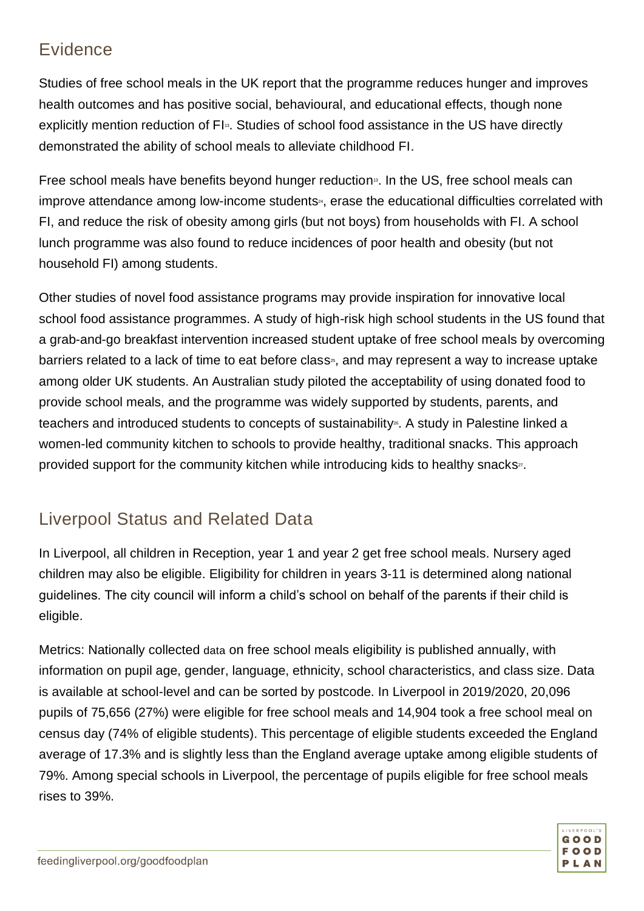## Evidence

Studies of free school meals in the UK report that the programme reduces hunger and improves health outcomes and has positive social, behavioural, and educational effects, though none explicitly mention reduction of FI[13]. Studies of school food assistance in the US have directly demonstrated the ability of school meals to alleviate childhood FI.

Free school meals have benefits beyond hunger reduction[13]. In the US, free school meals can improve attendance among low-income students[24], erase the educational difficulties correlated with FI, and reduce the risk of obesity among girls (but not boys) from households with FI. A school lunch programme was also found to reduce incidences of poor health and obesity (but not household FI) among students.

Other studies of novel food assistance programs may provide inspiration for innovative local school food assistance programmes. A study of high-risk high school students in the US found that a grab-and-go breakfast intervention increased student uptake of free school meals by overcoming barriers related to a lack of time to eat before class[25], and may represent a way to increase uptake among older UK students. An Australian study piloted the acceptability of using donated food to provide school meals, and the programme was widely supported by students, parents, and teachers and introduced students to concepts of sustainability[26]. A study in Palestine linked a women-led community kitchen to schools to provide healthy, traditional snacks. This approach provided support for the community kitchen while introducing kids to healthy snacks[27].

## Liverpool Status and Related Data

In Liverpool, all children in Reception, year 1 and year 2 get free school meals. Nursery aged children may also be eligible. Eligibility for children in years 3-11 is determined along national guidelines. The city council will inform a child's school on behalf of the parents if their child is eligible.

Metrics: Nationally collected data on free school meals eligibility is published annually, with information on pupil age, gender, language, ethnicity, school characteristics, and class size. Data is available at school-level and can be sorted by postcode. In Liverpool in 2019/2020, 20,096 pupils of 75,656 (27%) were eligible for free school meals and 14,904 took a free school meal on census day (74% of eligible students). This percentage of eligible students exceeded the England average of 17.3% and is slightly less than the England average uptake among eligible students of 79%. Among special schools in Liverpool, the percentage of pupils eligible for free school meals rises to 39%.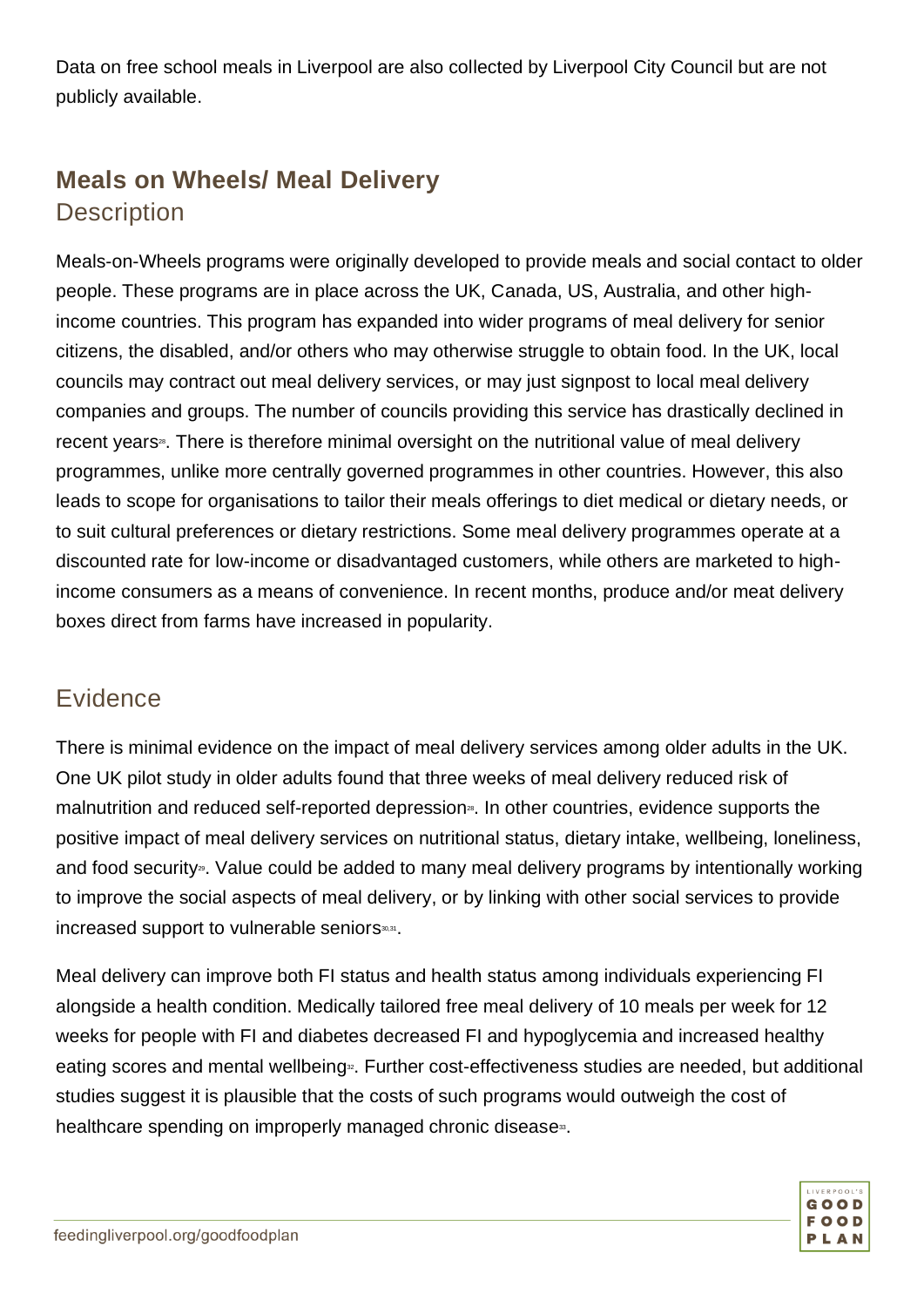Data on free school meals in Liverpool are also collected by Liverpool City Council but are not publicly available.

## Meals on Wheels/ Meal Delivery

### Description

Meals-on-Wheels programs were originally developed to provide meals and social contact to older people. These programs are in place across the UK, Canada, US, Australia, and other high-income countries. This program has expanded into wider programs of meal delivery for senior citizens, the disabled, and/or others who may otherwise struggle to obtain food. In the UK, local councils may contract out meal delivery services, or may just signpost to local meal delivery companies and groups. The number of councils providing this service has drastically declined in recent years[28]. There is therefore minimal oversight on the nutritional value of meal delivery programmes, unlike more centrally governed programmes in other countries. However, this also leads to scope for organisations to tailor their meals offerings to diet medical or dietary needs, or to suit cultural preferences or dietary restrictions. Some meal delivery programmes operate at a discounted rate for low-income or disadvantaged customers, while others are marketed to high-income consumers as a means of convenience. In recent months, produce and/or meat delivery boxes direct from farms have increased in popularity.

### Evidence

There is minimal evidence on the impact of meal delivery services among older adults in the UK. One UK pilot study in older adults found that three weeks of meal delivery reduced risk of malnutrition and reduced self-reported depression[28]. In other countries, evidence supports the positive impact of meal delivery services on nutritional status, dietary intake, wellbeing, loneliness, and food security[29]. Value could be added to many meal delivery programs by intentionally working to improve the social aspects of meal delivery, or by linking with other social services to provide increased support to vulnerable seniors[30,31].

Meal delivery can improve both FI status and health status among individuals experiencing FI alongside a health condition. Medically tailored free meal delivery of 10 meals per week for 12 weeks for people with FI and diabetes decreased FI and hypoglycemia and increased healthy eating scores and mental wellbeing[32]. Further cost-effectiveness studies are needed, but additional studies suggest it is plausible that the costs of such programs would outweigh the cost of healthcare spending on improperly managed chronic disease[33].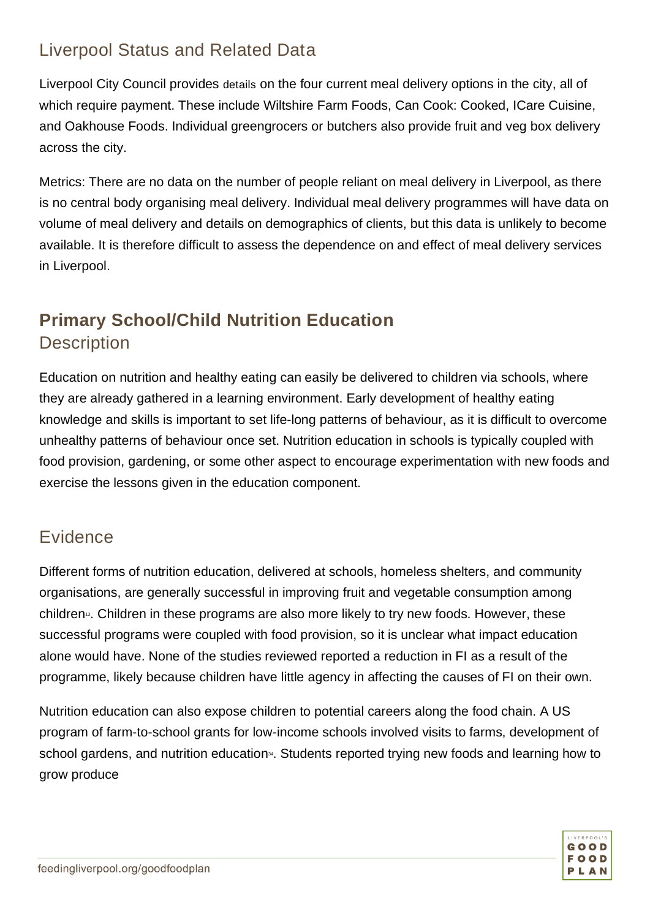## Liverpool Status and Related Data

Liverpool City Council provides details on the four current meal delivery options in the city, all of which require payment. These include Wiltshire Farm Foods, Can Cook: Cooked, ICare Cuisine, and Oakhouse Foods. Individual greengrocers or butchers also provide fruit and veg box delivery across the city.

Metrics: There are no data on the number of people reliant on meal delivery in Liverpool, as there is no central body organising meal delivery. Individual meal delivery programmes will have data on volume of meal delivery and details on demographics of clients, but this data is unlikely to become available. It is therefore difficult to assess the dependence on and effect of meal delivery services in Liverpool.

# Primary School/Child Nutrition Education

## Description

Education on nutrition and healthy eating can easily be delivered to children via schools, where they are already gathered in a learning environment. Early development of healthy eating knowledge and skills is important to set life-long patterns of behaviour, as it is difficult to overcome unhealthy patterns of behaviour once set. Nutrition education in schools is typically coupled with food provision, gardening, or some other aspect to encourage experimentation with new foods and exercise the lessons given in the education component.

## Evidence

Different forms of nutrition education, delivered at schools, homeless shelters, and community organisations, are generally successful in improving fruit and vegetable consumption among children[13]. Children in these programs are also more likely to try new foods. However, these successful programs were coupled with food provision, so it is unclear what impact education alone would have. None of the studies reviewed reported a reduction in FI as a result of the programme, likely because children have little agency in affecting the causes of FI on their own.

Nutrition education can also expose children to potential careers along the food chain. A US program of farm-to-school grants for low-income schools involved visits to farms, development of school gardens, and nutrition education[34]. Students reported trying new foods and learning how to grow produce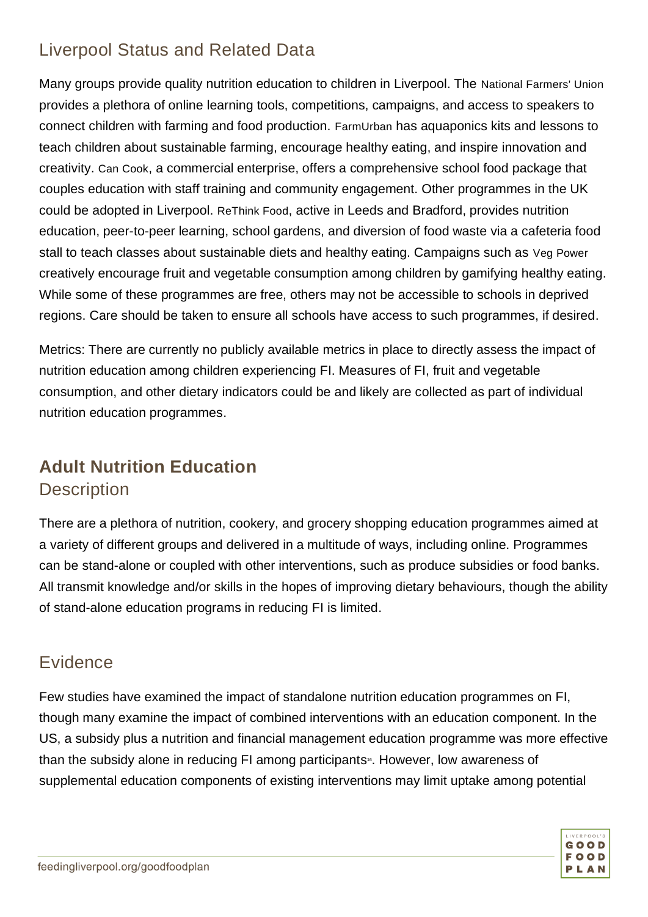## Liverpool Status and Related Data

Many groups provide quality nutrition education to children in Liverpool. The National Farmers' Union provides a plethora of online learning tools, competitions, campaigns, and access to speakers to connect children with farming and food production. FarmUrban has aquaponics kits and lessons to teach children about sustainable farming, encourage healthy eating, and inspire innovation and creativity. Can Cook, a commercial enterprise, offers a comprehensive school food package that couples education with staff training and community engagement. Other programmes in the UK could be adopted in Liverpool. ReThink Food, active in Leeds and Bradford, provides nutrition education, peer-to-peer learning, school gardens, and diversion of food waste via a cafeteria food stall to teach classes about sustainable diets and healthy eating. Campaigns such as Veg Power creatively encourage fruit and vegetable consumption among children by gamifying healthy eating. While some of these programmes are free, others may not be accessible to schools in deprived regions. Care should be taken to ensure all schools have access to such programmes, if desired.

Metrics: There are currently no publicly available metrics in place to directly assess the impact of nutrition education among children experiencing FI. Measures of FI, fruit and vegetable consumption, and other dietary indicators could be and likely are collected as part of individual nutrition education programmes.

# Adult Nutrition Education

## Description

There are a plethora of nutrition, cookery, and grocery shopping education programmes aimed at a variety of different groups and delivered in a multitude of ways, including online. Programmes can be stand-alone or coupled with other interventions, such as produce subsidies or food banks. All transmit knowledge and/or skills in the hopes of improving dietary behaviours, though the ability of stand-alone education programs in reducing FI is limited.

## Evidence

Few studies have examined the impact of standalone nutrition education programmes on FI, though many examine the impact of combined interventions with an education component. In the US, a subsidy plus a nutrition and financial management education programme was more effective than the subsidy alone in reducing FI among participants[16]. However, low awareness of supplemental education components of existing interventions may limit uptake among potential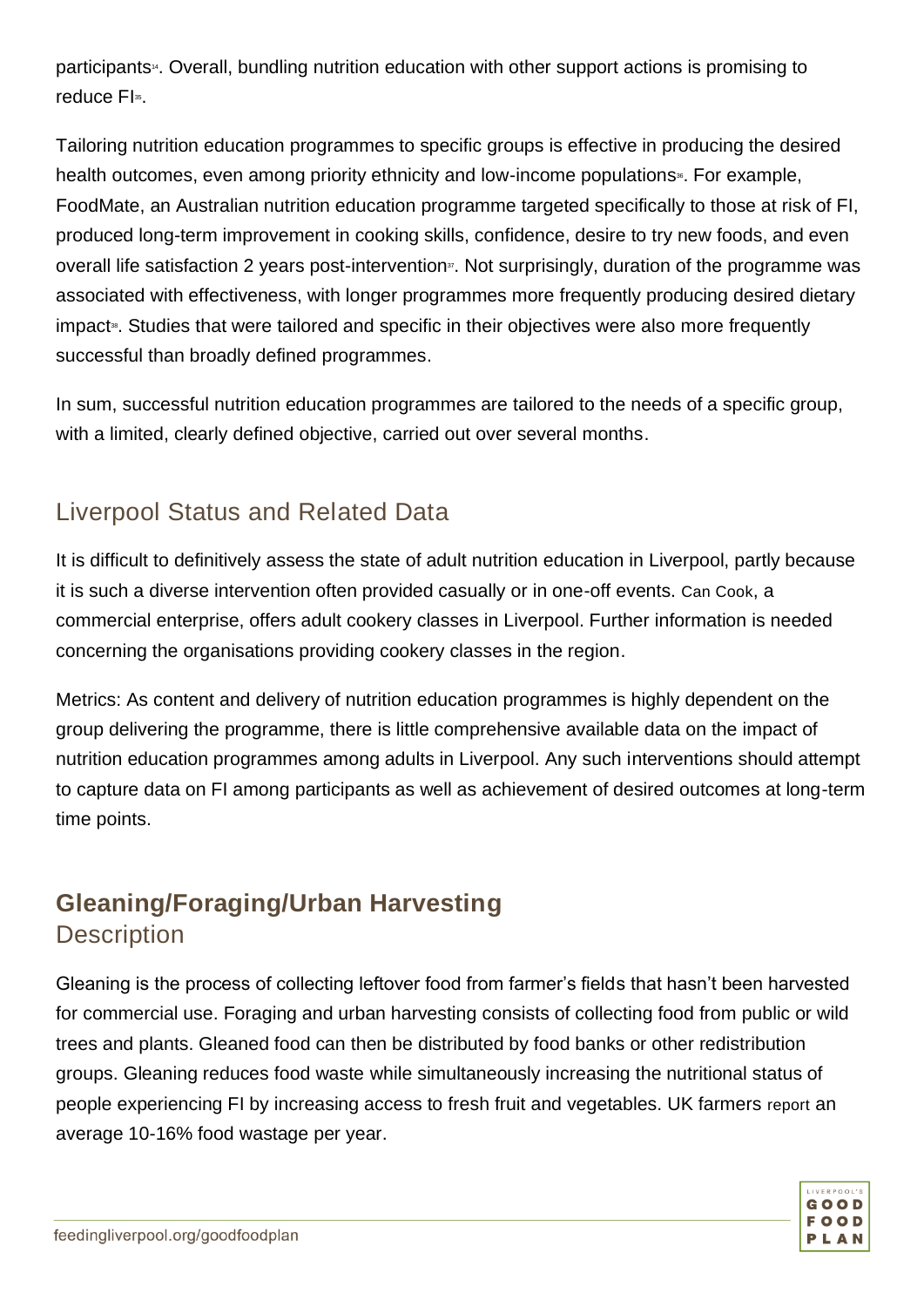participants[34]. Overall, bundling nutrition education with other support actions is promising to reduce FI[35].

Tailoring nutrition education programmes to specific groups is effective in producing the desired health outcomes, even among priority ethnicity and low-income populations[36]. For example, FoodMate, an Australian nutrition education programme targeted specifically to those at risk of FI, produced long-term improvement in cooking skills, confidence, desire to try new foods, and even overall life satisfaction 2 years post-intervention[37]. Not surprisingly, duration of the programme was associated with effectiveness, with longer programmes more frequently producing desired dietary impact[38]. Studies that were tailored and specific in their objectives were also more frequently successful than broadly defined programmes.

In sum, successful nutrition education programmes are tailored to the needs of a specific group, with a limited, clearly defined objective, carried out over several months.

## Liverpool Status and Related Data

It is difficult to definitively assess the state of adult nutrition education in Liverpool, partly because it is such a diverse intervention often provided casually or in one-off events. Can Cook, a commercial enterprise, offers adult cookery classes in Liverpool. Further information is needed concerning the organisations providing cookery classes in the region.

Metrics: As content and delivery of nutrition education programmes is highly dependent on the group delivering the programme, there is little comprehensive available data on the impact of nutrition education programmes among adults in Liverpool. Any such interventions should attempt to capture data on FI among participants as well as achievement of desired outcomes at long-term time points.

# Gleaning/Foraging/Urban Harvesting

## Description

Gleaning is the process of collecting leftover food from farmer's fields that hasn't been harvested for commercial use. Foraging and urban harvesting consists of collecting food from public or wild trees and plants. Gleaned food can then be distributed by food banks or other redistribution groups. Gleaning reduces food waste while simultaneously increasing the nutritional status of people experiencing FI by increasing access to fresh fruit and vegetables. UK farmers report an average 10-16% food wastage per year.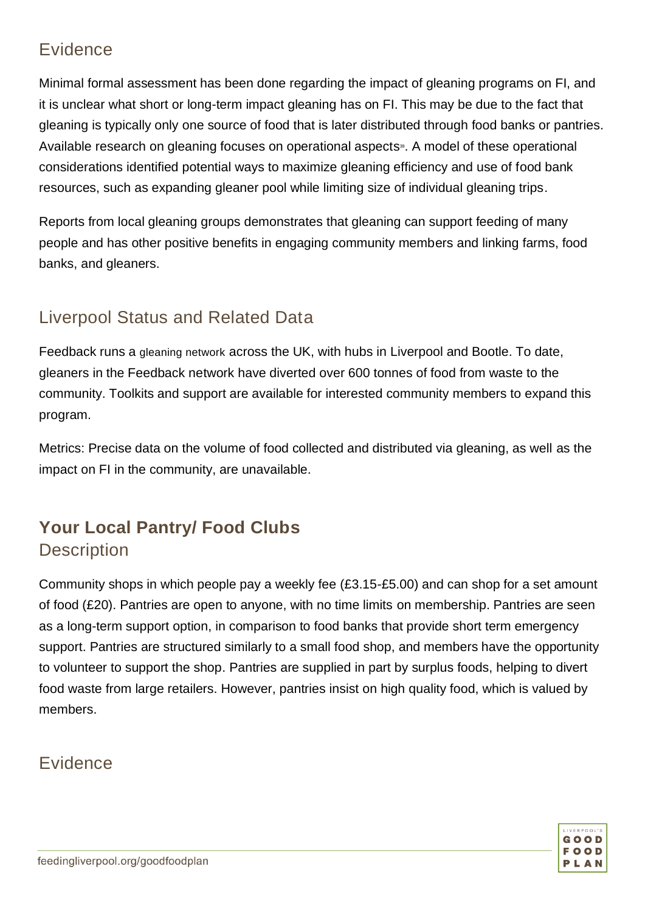## Evidence

Minimal formal assessment has been done regarding the impact of gleaning programs on FI, and it is unclear what short or long-term impact gleaning has on FI. This may be due to the fact that gleaning is typically only one source of food that is later distributed through food banks or pantries. Available research on gleaning focuses on operational aspects[39]. A model of these operational considerations identified potential ways to maximize gleaning efficiency and use of food bank resources, such as expanding gleaner pool while limiting size of individual gleaning trips.

Reports from local gleaning groups demonstrates that gleaning can support feeding of many people and has other positive benefits in engaging community members and linking farms, food banks, and gleaners.

## Liverpool Status and Related Data

Feedback runs a gleaning network across the UK, with hubs in Liverpool and Bootle. To date, gleaners in the Feedback network have diverted over 600 tonnes of food from waste to the community. Toolkits and support are available for interested community members to expand this program.

Metrics: Precise data on the volume of food collected and distributed via gleaning, as well as the impact on FI in the community, are unavailable.

# Your Local Pantry/ Food Clubs

## Description

Community shops in which people pay a weekly fee (£3.15-£5.00) and can shop for a set amount of food (£20). Pantries are open to anyone, with no time limits on membership. Pantries are seen as a long-term support option, in comparison to food banks that provide short term emergency support. Pantries are structured similarly to a small food shop, and members have the opportunity to volunteer to support the shop. Pantries are supplied in part by surplus foods, helping to divert food waste from large retailers. However, pantries insist on high quality food, which is valued by members.

## Evidence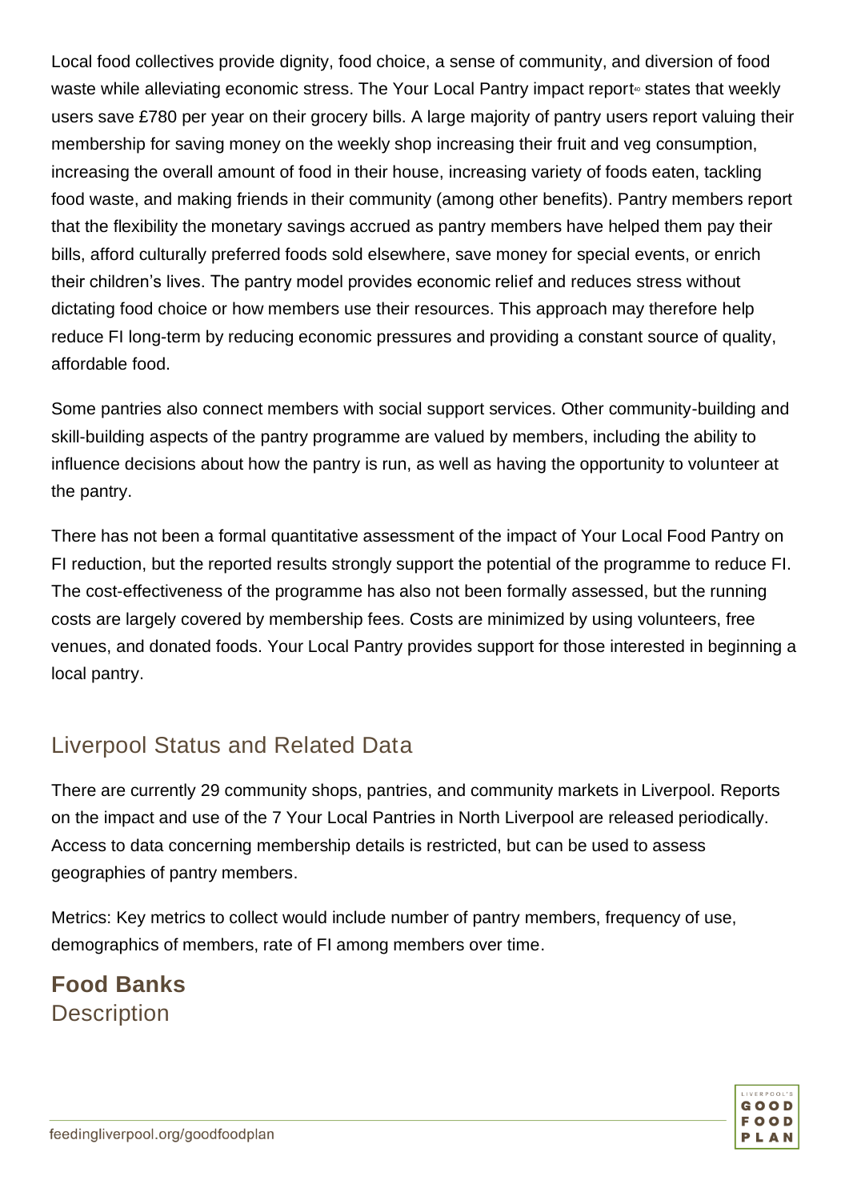Local food collectives provide dignity, food choice, a sense of community, and diversion of food waste while alleviating economic stress. The Your Local Pantry impact report[40] states that weekly users save £780 per year on their grocery bills. A large majority of pantry users report valuing their membership for saving money on the weekly shop increasing their fruit and veg consumption, increasing the overall amount of food in their house, increasing variety of foods eaten, tackling food waste, and making friends in their community (among other benefits). Pantry members report that the flexibility the monetary savings accrued as pantry members have helped them pay their bills, afford culturally preferred foods sold elsewhere, save money for special events, or enrich their children's lives. The pantry model provides economic relief and reduces stress without dictating food choice or how members use their resources. This approach may therefore help reduce FI long-term by reducing economic pressures and providing a constant source of quality, affordable food.

Some pantries also connect members with social support services. Other community-building and skill-building aspects of the pantry programme are valued by members, including the ability to influence decisions about how the pantry is run, as well as having the opportunity to volunteer at the pantry.

There has not been a formal quantitative assessment of the impact of Your Local Food Pantry on FI reduction, but the reported results strongly support the potential of the programme to reduce FI. The cost-effectiveness of the programme has also not been formally assessed, but the running costs are largely covered by membership fees. Costs are minimized by using volunteers, free venues, and donated foods. Your Local Pantry provides support for those interested in beginning a local pantry.

## Liverpool Status and Related Data

There are currently 29 community shops, pantries, and community markets in Liverpool. Reports on the impact and use of the 7 Your Local Pantries in North Liverpool are released periodically. Access to data concerning membership details is restricted, but can be used to assess geographies of pantry members.

Metrics: Key metrics to collect would include number of pantry members, frequency of use, demographics of members, rate of FI among members over time.

# Food Banks

## Description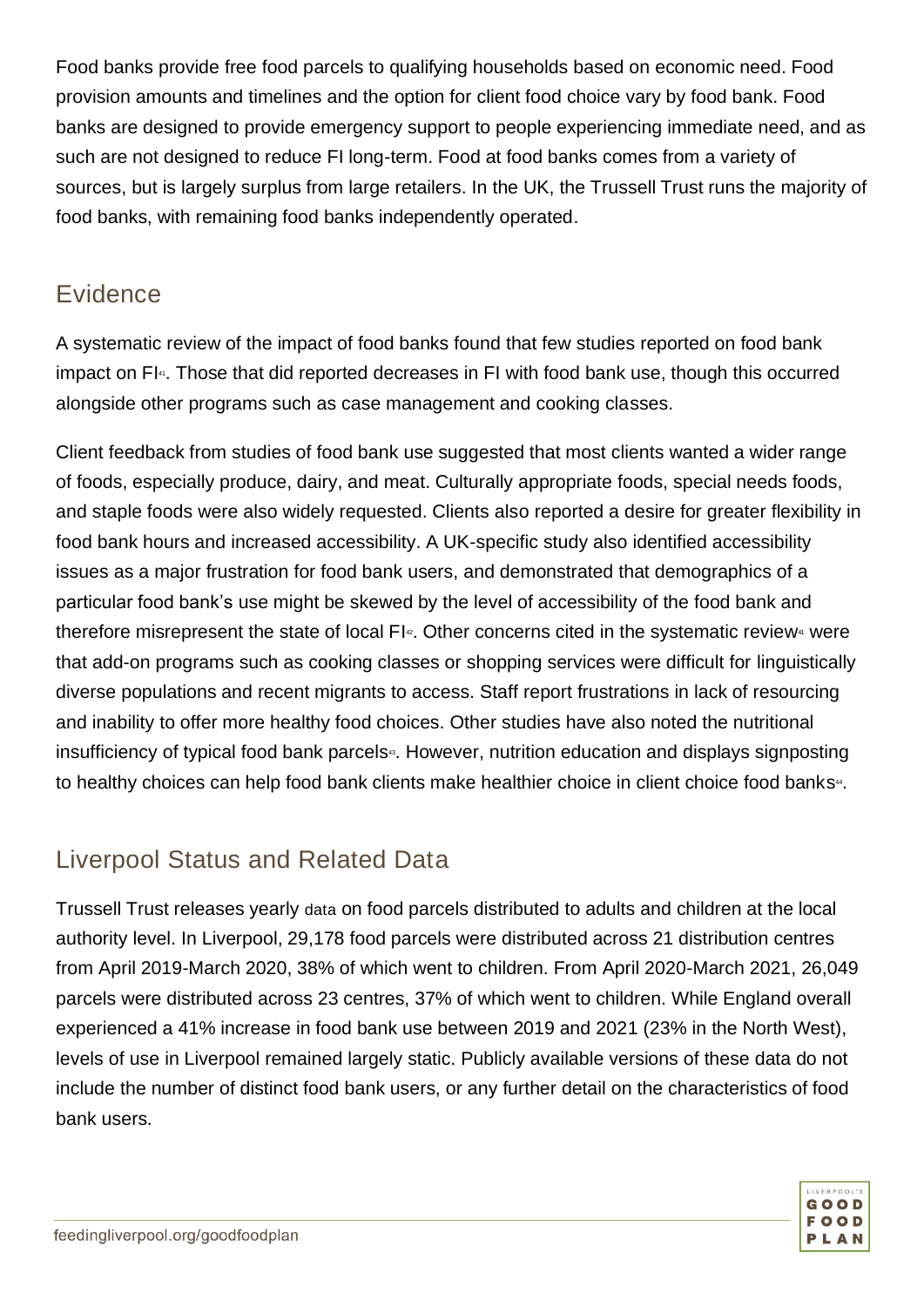Food banks provide free food parcels to qualifying households based on economic need. Food provision amounts and timelines and the option for client food choice vary by food bank. Food banks are designed to provide emergency support to people experiencing immediate need, and as such are not designed to reduce FI long-term. Food at food banks comes from a variety of sources, but is largely surplus from large retailers. In the UK, the Trussell Trust runs the majority of food banks, with remaining food banks independently operated.

## Evidence

A systematic review of the impact of food banks found that few studies reported on food bank impact on FI[41]. Those that did reported decreases in FI with food bank use, though this occurred alongside other programs such as case management and cooking classes.

Client feedback from studies of food bank use suggested that most clients wanted a wider range of foods, especially produce, dairy, and meat. Culturally appropriate foods, special needs foods, and staple foods were also widely requested. Clients also reported a desire for greater flexibility in food bank hours and increased accessibility. A UK-specific study also identified accessibility issues as a major frustration for food bank users, and demonstrated that demographics of a particular food bank's use might be skewed by the level of accessibility of the food bank and therefore misrepresent the state of local FI[42]. Other concerns cited in the systematic review[41] were that add-on programs such as cooking classes or shopping services were difficult for linguistically diverse populations and recent migrants to access. Staff report frustrations in lack of resourcing and inability to offer more healthy food choices. Other studies have also noted the nutritional insufficiency of typical food bank parcels[43]. However, nutrition education and displays signposting to healthy choices can help food bank clients make healthier choice in client choice food banks[44].

## Liverpool Status and Related Data

Trussell Trust releases yearly data on food parcels distributed to adults and children at the local authority level. In Liverpool, 29,178 food parcels were distributed across 21 distribution centres from April 2019-March 2020, 38% of which went to children. From April 2020-March 2021, 26,049 parcels were distributed across 23 centres, 37% of which went to children. While England overall experienced a 41% increase in food bank use between 2019 and 2021 (23% in the North West), levels of use in Liverpool remained largely static. Publicly available versions of these data do not include the number of distinct food bank users, or any further detail on the characteristics of food bank users.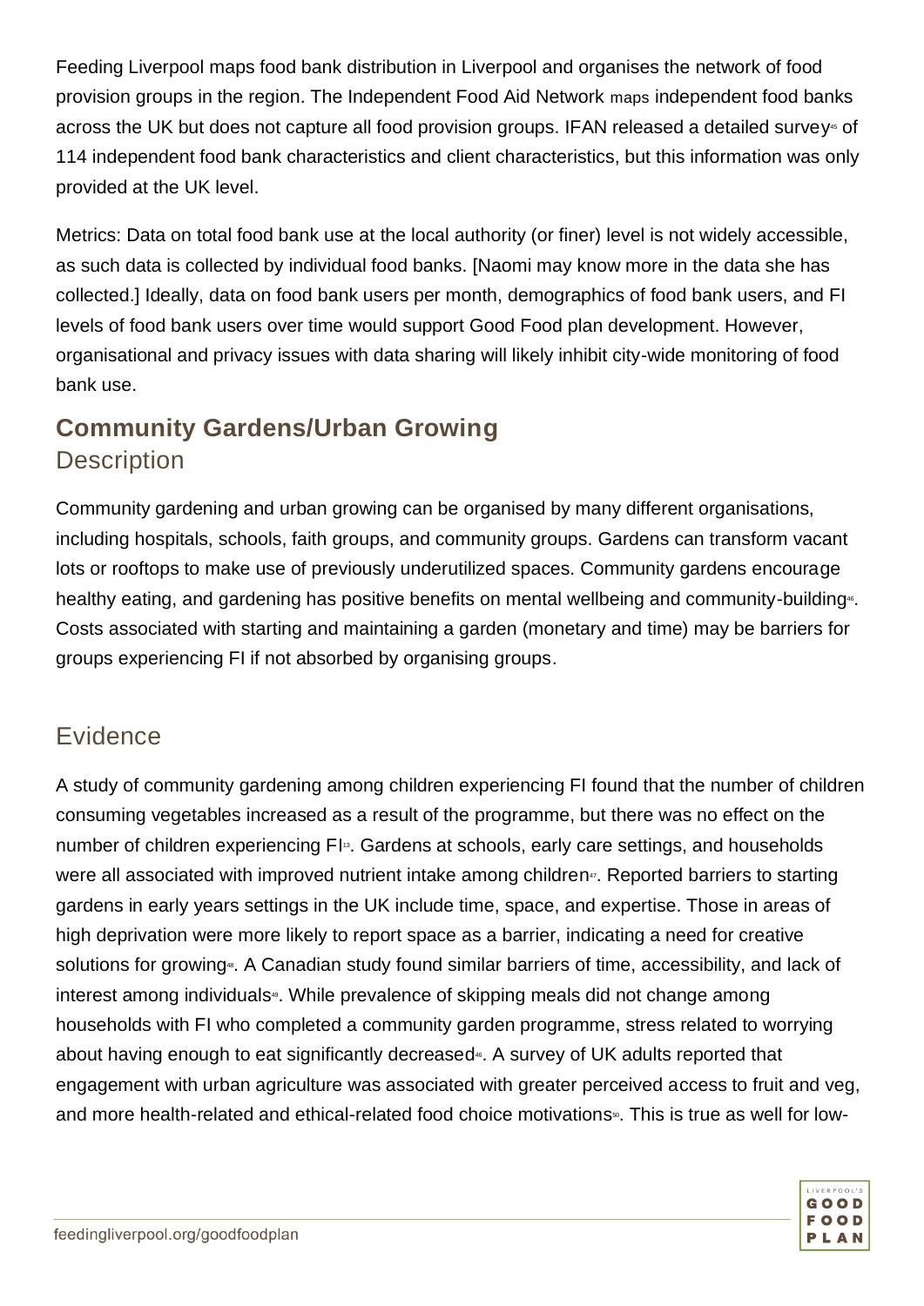Feeding Liverpool maps food bank distribution in Liverpool and organises the network of food provision groups in the region. The Independent Food Aid Network maps independent food banks across the UK but does not capture all food provision groups. IFAN released a detailed survey[45] of 114 independent food bank characteristics and client characteristics, but this information was only provided at the UK level.

Metrics: Data on total food bank use at the local authority (or finer) level is not widely accessible, as such data is collected by individual food banks. [Naomi may know more in the data she has collected.] Ideally, data on food bank users per month, demographics of food bank users, and FI levels of food bank users over time would support Good Food plan development. However, organisational and privacy issues with data sharing will likely inhibit city-wide monitoring of food bank use.

## Community Gardens/Urban Growing

### Description

Community gardening and urban growing can be organised by many different organisations, including hospitals, schools, faith groups, and community groups. Gardens can transform vacant lots or rooftops to make use of previously underutilized spaces. Community gardens encourage healthy eating, and gardening has positive benefits on mental wellbeing and community-building[46]. Costs associated with starting and maintaining a garden (monetary and time) may be barriers for groups experiencing FI if not absorbed by organising groups.

### Evidence

A study of community gardening among children experiencing FI found that the number of children consuming vegetables increased as a result of the programme, but there was no effect on the number of children experiencing FI[13]. Gardens at schools, early care settings, and households were all associated with improved nutrient intake among children[47]. Reported barriers to starting gardens in early years settings in the UK include time, space, and expertise. Those in areas of high deprivation were more likely to report space as a barrier, indicating a need for creative solutions for growing[48]. A Canadian study found similar barriers of time, accessibility, and lack of interest among individuals[49]. While prevalence of skipping meals did not change among households with FI who completed a community garden programme, stress related to worrying about having enough to eat significantly decreased[46]. A survey of UK adults reported that engagement with urban agriculture was associated with greater perceived access to fruit and veg, and more health-related and ethical-related food choice motivations[50]. This is true as well for low-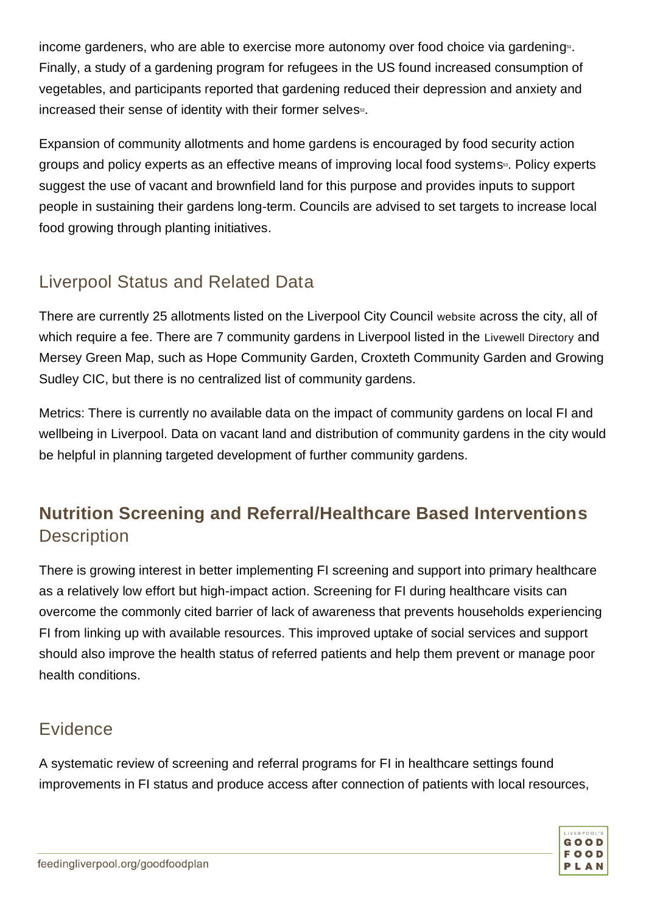income gardeners, who are able to exercise more autonomy over food choice via gardening[51]. Finally, a study of a gardening program for refugees in the US found increased consumption of vegetables, and participants reported that gardening reduced their depression and anxiety and increased their sense of identity with their former selves[52].

Expansion of community allotments and home gardens is encouraged by food security action groups and policy experts as an effective means of improving local food systems[53]. Policy experts suggest the use of vacant and brownfield land for this purpose and provides inputs to support people in sustaining their gardens long-term. Councils are advised to set targets to increase local food growing through planting initiatives.

## Liverpool Status and Related Data

There are currently 25 allotments listed on the Liverpool City Council website across the city, all of which require a fee. There are 7 community gardens in Liverpool listed in the Livewell Directory and Mersey Green Map, such as Hope Community Garden, Croxteth Community Garden and Growing Sudley CIC, but there is no centralized list of community gardens.

Metrics: There is currently no available data on the impact of community gardens on local FI and wellbeing in Liverpool. Data on vacant land and distribution of community gardens in the city would be helpful in planning targeted development of further community gardens.

## **Nutrition Screening and Referral/Healthcare Based Interventions**

## Description

There is growing interest in better implementing FI screening and support into primary healthcare as a relatively low effort but high-impact action. Screening for FI during healthcare visits can overcome the commonly cited barrier of lack of awareness that prevents households experiencing FI from linking up with available resources. This improved uptake of social services and support should also improve the health status of referred patients and help them prevent or manage poor health conditions.

## Evidence

A systematic review of screening and referral programs for FI in healthcare settings found improvements in FI status and produce access after connection of patients with local resources,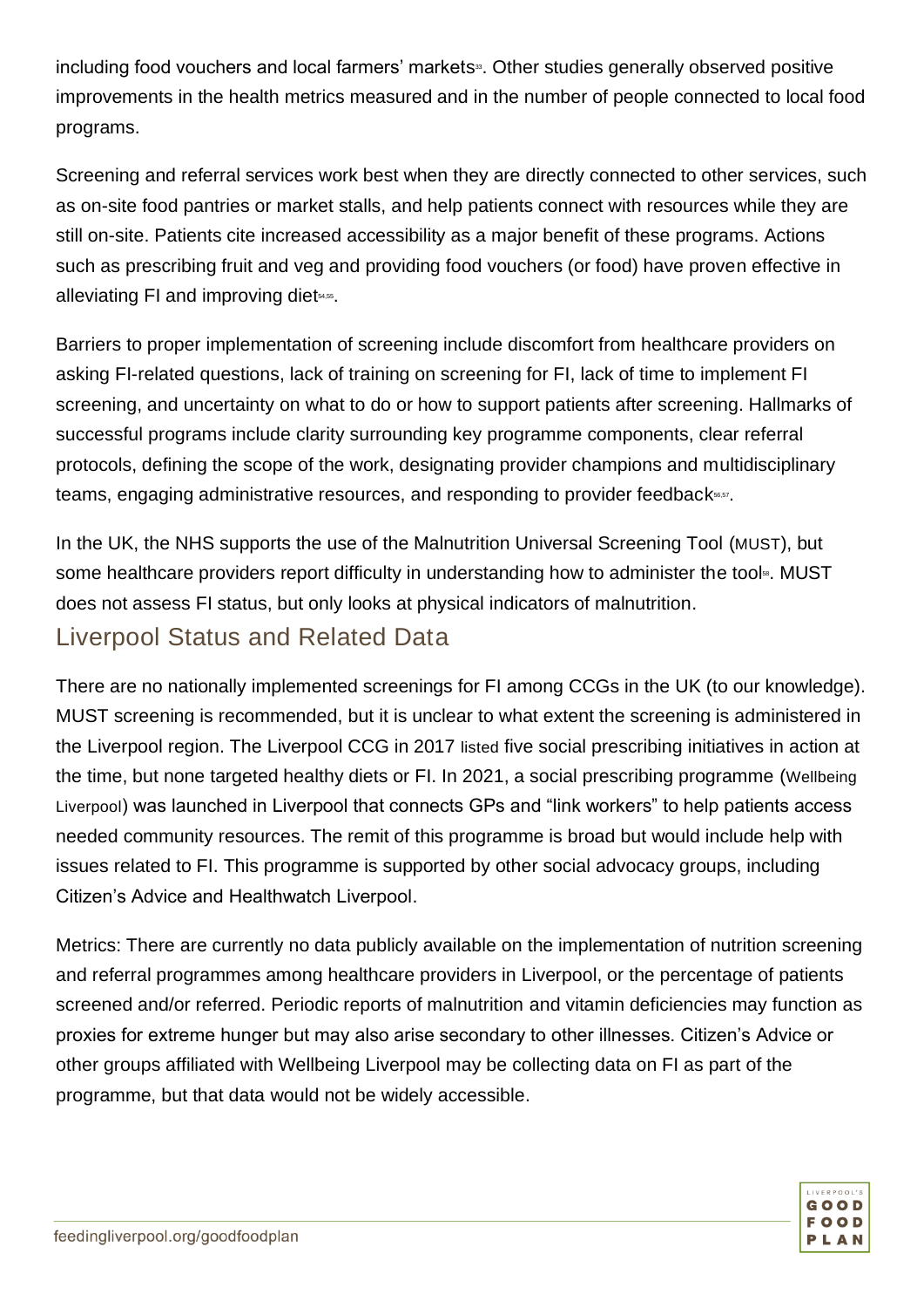including food vouchers and local farmers' markets[33]. Other studies generally observed positive improvements in the health metrics measured and in the number of people connected to local food programs.

Screening and referral services work best when they are directly connected to other services, such as on-site food pantries or market stalls, and help patients connect with resources while they are still on-site. Patients cite increased accessibility as a major benefit of these programs. Actions such as prescribing fruit and veg and providing food vouchers (or food) have proven effective in alleviating FI and improving diet[54,55].

Barriers to proper implementation of screening include discomfort from healthcare providers on asking FI-related questions, lack of training on screening for FI, lack of time to implement FI screening, and uncertainty on what to do or how to support patients after screening. Hallmarks of successful programs include clarity surrounding key programme components, clear referral protocols, defining the scope of the work, designating provider champions and multidisciplinary teams, engaging administrative resources, and responding to provider feedback[56,57].

In the UK, the NHS supports the use of the Malnutrition Universal Screening Tool (MUST), but some healthcare providers report difficulty in understanding how to administer the tool[58]. MUST does not assess FI status, but only looks at physical indicators of malnutrition.

## Liverpool Status and Related Data

There are no nationally implemented screenings for FI among CCGs in the UK (to our knowledge). MUST screening is recommended, but it is unclear to what extent the screening is administered in the Liverpool region. The Liverpool CCG in 2017 listed five social prescribing initiatives in action at the time, but none targeted healthy diets or FI. In 2021, a social prescribing programme (Wellbeing Liverpool) was launched in Liverpool that connects GPs and "link workers" to help patients access needed community resources. The remit of this programme is broad but would include help with issues related to FI. This programme is supported by other social advocacy groups, including Citizen's Advice and Healthwatch Liverpool.

Metrics: There are currently no data publicly available on the implementation of nutrition screening and referral programmes among healthcare providers in Liverpool, or the percentage of patients screened and/or referred. Periodic reports of malnutrition and vitamin deficiencies may function as proxies for extreme hunger but may also arise secondary to other illnesses. Citizen's Advice or other groups affiliated with Wellbeing Liverpool may be collecting data on FI as part of the programme, but that data would not be widely accessible.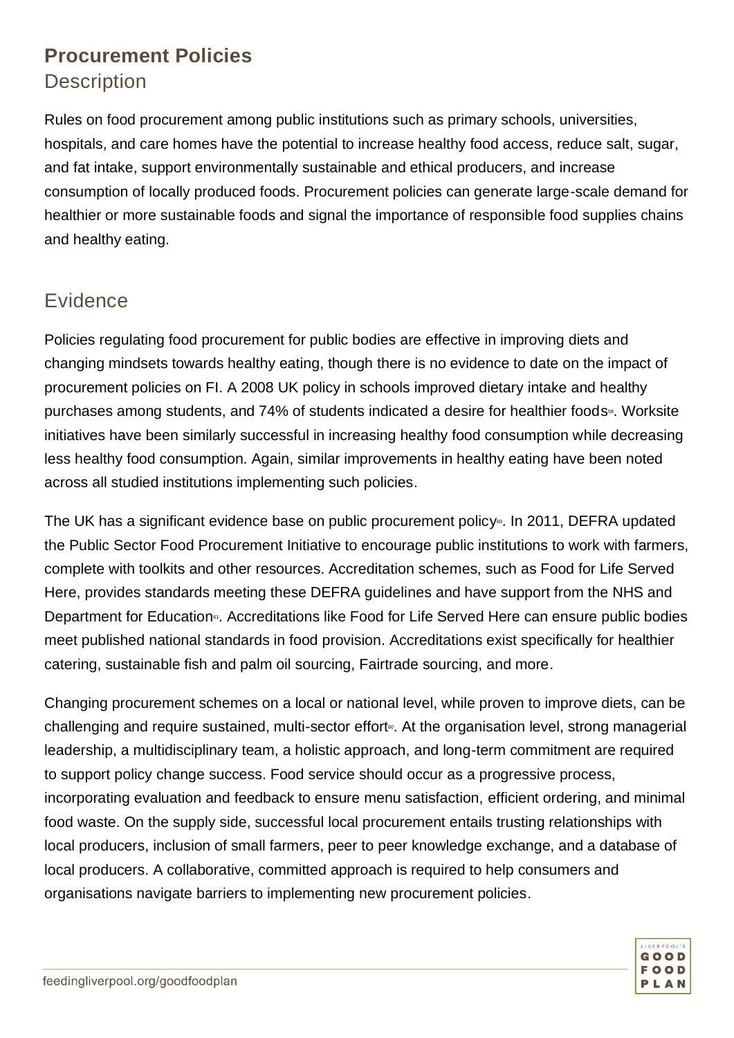## Procurement Policies

### Description

Rules on food procurement among public institutions such as primary schools, universities, hospitals, and care homes have the potential to increase healthy food access, reduce salt, sugar, and fat intake, support environmentally sustainable and ethical producers, and increase consumption of locally produced foods. Procurement policies can generate large-scale demand for healthier or more sustainable foods and signal the importance of responsible food supplies chains and healthy eating.

### Evidence

Policies regulating food procurement for public bodies are effective in improving diets and changing mindsets towards healthy eating, though there is no evidence to date on the impact of procurement policies on FI. A 2008 UK policy in schools improved dietary intake and healthy purchases among students, and 74% of students indicated a desire for healthier foods[59]. Worksite initiatives have been similarly successful in increasing healthy food consumption while decreasing less healthy food consumption. Again, similar improvements in healthy eating have been noted across all studied institutions implementing such policies.

The UK has a significant evidence base on public procurement policy[60]. In 2011, DEFRA updated the Public Sector Food Procurement Initiative to encourage public institutions to work with farmers, complete with toolkits and other resources. Accreditation schemes, such as Food for Life Served Here, provides standards meeting these DEFRA guidelines and have support from the NHS and Department for Education[61]. Accreditations like Food for Life Served Here can ensure public bodies meet published national standards in food provision. Accreditations exist specifically for healthier catering, sustainable fish and palm oil sourcing, Fairtrade sourcing, and more.

Changing procurement schemes on a local or national level, while proven to improve diets, can be challenging and require sustained, multi-sector effort[60]. At the organisation level, strong managerial leadership, a multidisciplinary team, a holistic approach, and long-term commitment are required to support policy change success. Food service should occur as a progressive process, incorporating evaluation and feedback to ensure menu satisfaction, efficient ordering, and minimal food waste. On the supply side, successful local procurement entails trusting relationships with local producers, inclusion of small farmers, peer to peer knowledge exchange, and a database of local producers. A collaborative, committed approach is required to help consumers and organisations navigate barriers to implementing new procurement policies.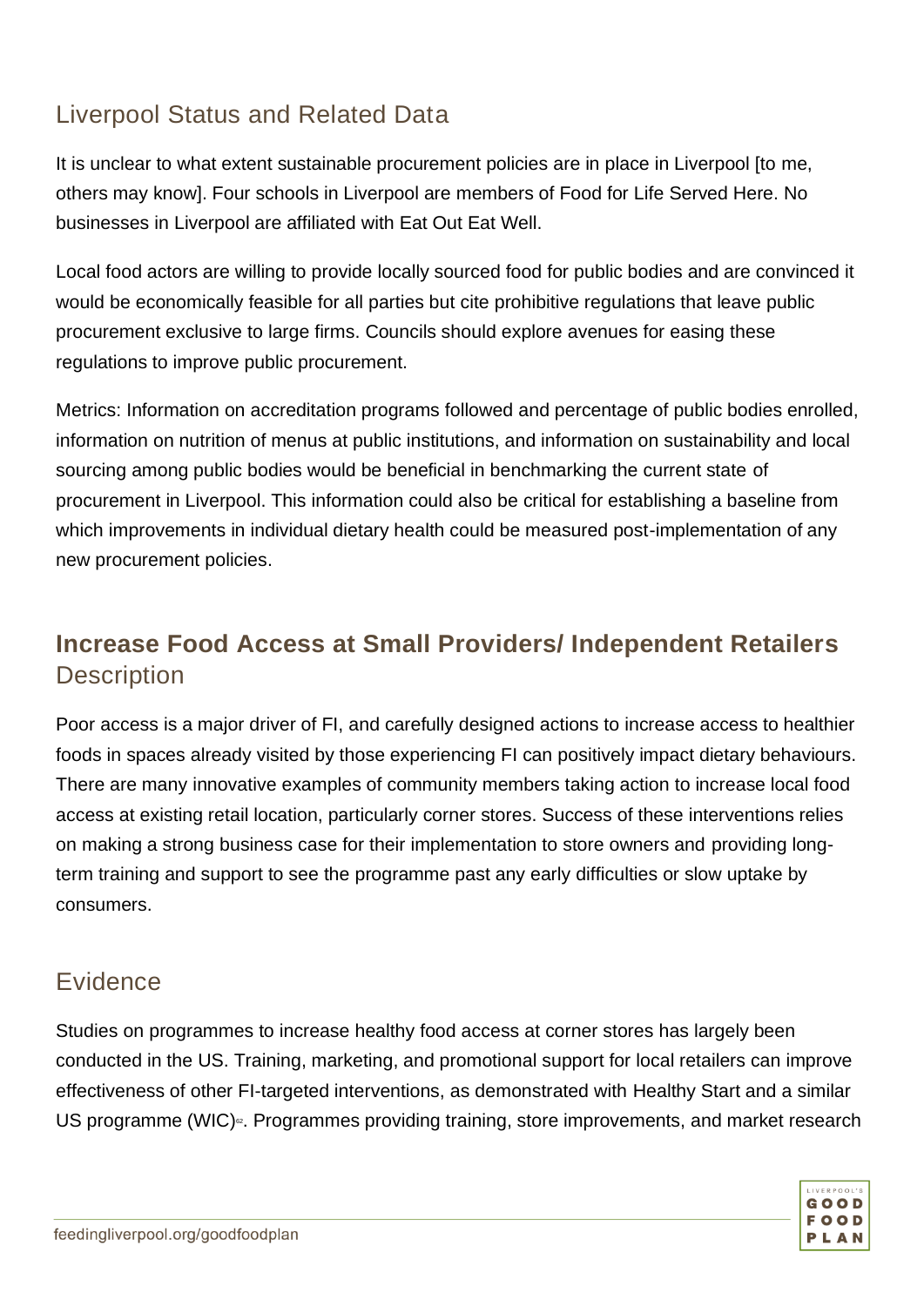## Liverpool Status and Related Data

It is unclear to what extent sustainable procurement policies are in place in Liverpool [to me, others may know]. Four schools in Liverpool are members of Food for Life Served Here. No businesses in Liverpool are affiliated with Eat Out Eat Well.

Local food actors are willing to provide locally sourced food for public bodies and are convinced it would be economically feasible for all parties but cite prohibitive regulations that leave public procurement exclusive to large firms. Councils should explore avenues for easing these regulations to improve public procurement.

Metrics: Information on accreditation programs followed and percentage of public bodies enrolled, information on nutrition of menus at public institutions, and information on sustainability and local sourcing among public bodies would be beneficial in benchmarking the current state of procurement in Liverpool. This information could also be critical for establishing a baseline from which improvements in individual dietary health could be measured post-implementation of any new procurement policies.

## Increase Food Access at Small Providers/ Independent Retailers

### Description

Poor access is a major driver of FI, and carefully designed actions to increase access to healthier foods in spaces already visited by those experiencing FI can positively impact dietary behaviours. There are many innovative examples of community members taking action to increase local food access at existing retail location, particularly corner stores. Success of these interventions relies on making a strong business case for their implementation to store owners and providing long-term training and support to see the programme past any early difficulties or slow uptake by consumers.

### Evidence

Studies on programmes to increase healthy food access at corner stores has largely been conducted in the US. Training, marketing, and promotional support for local retailers can improve effectiveness of other FI-targeted interventions, as demonstrated with Healthy Start and a similar US programme (WIC)[62]. Programmes providing training, store improvements, and market research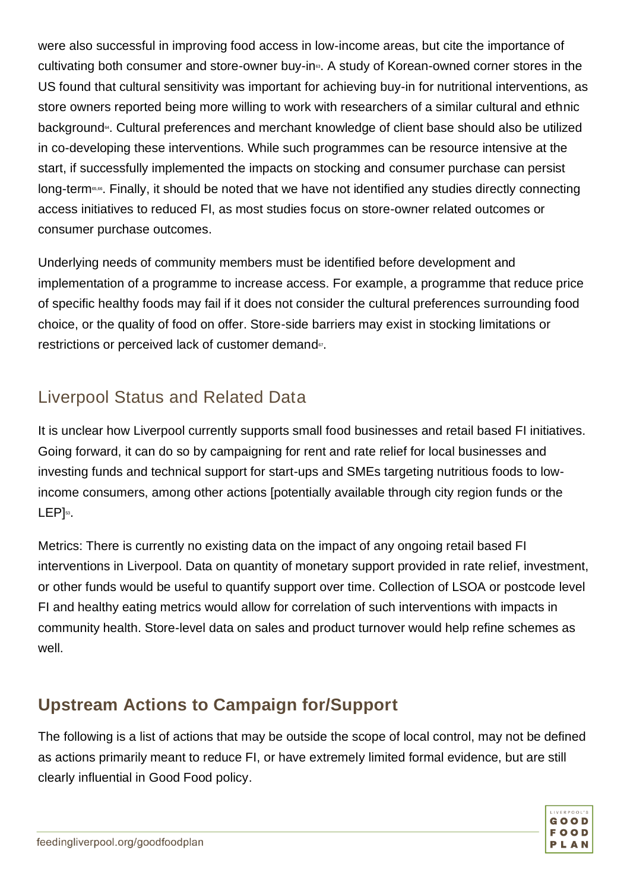were also successful in improving food access in low-income areas, but cite the importance of cultivating both consumer and store-owner buy-in[63]. A study of Korean-owned corner stores in the US found that cultural sensitivity was important for achieving buy-in for nutritional interventions, as store owners reported being more willing to work with researchers of a similar cultural and ethnic background[64]. Cultural preferences and merchant knowledge of client base should also be utilized in co-developing these interventions. While such programmes can be resource intensive at the start, if successfully implemented the impacts on stocking and consumer purchase can persist long-term[65,66]. Finally, it should be noted that we have not identified any studies directly connecting access initiatives to reduced FI, as most studies focus on store-owner related outcomes or consumer purchase outcomes.

Underlying needs of community members must be identified before development and implementation of a programme to increase access. For example, a programme that reduce price of specific healthy foods may fail if it does not consider the cultural preferences surrounding food choice, or the quality of food on offer. Store-side barriers may exist in stocking limitations or restrictions or perceived lack of customer demand[67].

## Liverpool Status and Related Data

It is unclear how Liverpool currently supports small food businesses and retail based FI initiatives. Going forward, it can do so by campaigning for rent and rate relief for local businesses and investing funds and technical support for start-ups and SMEs targeting nutritious foods to low-income consumers, among other actions [potentially available through city region funds or the LEP][53].

Metrics: There is currently no existing data on the impact of any ongoing retail based FI interventions in Liverpool. Data on quantity of monetary support provided in rate relief, investment, or other funds would be useful to quantify support over time. Collection of LSOA or postcode level FI and healthy eating metrics would allow for correlation of such interventions with impacts in community health. Store-level data on sales and product turnover would help refine schemes as well.

## **Upstream Actions to Campaign for/Support**

The following is a list of actions that may be outside the scope of local control, may not be defined as actions primarily meant to reduce FI, or have extremely limited formal evidence, but are still clearly influential in Good Food policy.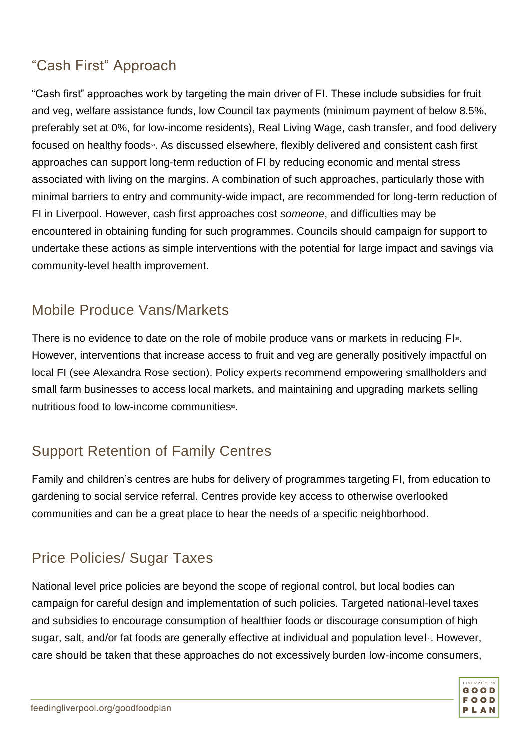## "Cash First" Approach

"Cash first" approaches work by targeting the main driver of FI. These include subsidies for fruit and veg, welfare assistance funds, low Council tax payments (minimum payment of below 8.5%, preferably set at 0%, for low-income residents), Real Living Wage, cash transfer, and food delivery focused on healthy foods[53]. As discussed elsewhere, flexibly delivered and consistent cash first approaches can support long-term reduction of FI by reducing economic and mental stress associated with living on the margins. A combination of such approaches, particularly those with minimal barriers to entry and community-wide impact, are recommended for long-term reduction of FI in Liverpool. However, cash first approaches cost *someone*, and difficulties may be encountered in obtaining funding for such programmes. Councils should campaign for support to undertake these actions as simple interventions with the potential for large impact and savings via community-level health improvement.

## Mobile Produce Vans/Markets

There is no evidence to date on the role of mobile produce vans or markets in reducing FI[35]. However, interventions that increase access to fruit and veg are generally positively impactful on local FI (see Alexandra Rose section). Policy experts recommend empowering smallholders and small farm businesses to access local markets, and maintaining and upgrading markets selling nutritious food to low-income communities[53].

## Support Retention of Family Centres

Family and children's centres are hubs for delivery of programmes targeting FI, from education to gardening to social service referral. Centres provide key access to otherwise overlooked communities and can be a great place to hear the needs of a specific neighborhood.

## Price Policies/ Sugar Taxes

National level price policies are beyond the scope of regional control, but local bodies can campaign for careful design and implementation of such policies. Targeted national-level taxes and subsidies to encourage consumption of healthier foods or discourage consumption of high sugar, salt, and/or fat foods are generally effective at individual and population level[68]. However, care should be taken that these approaches do not excessively burden low-income consumers,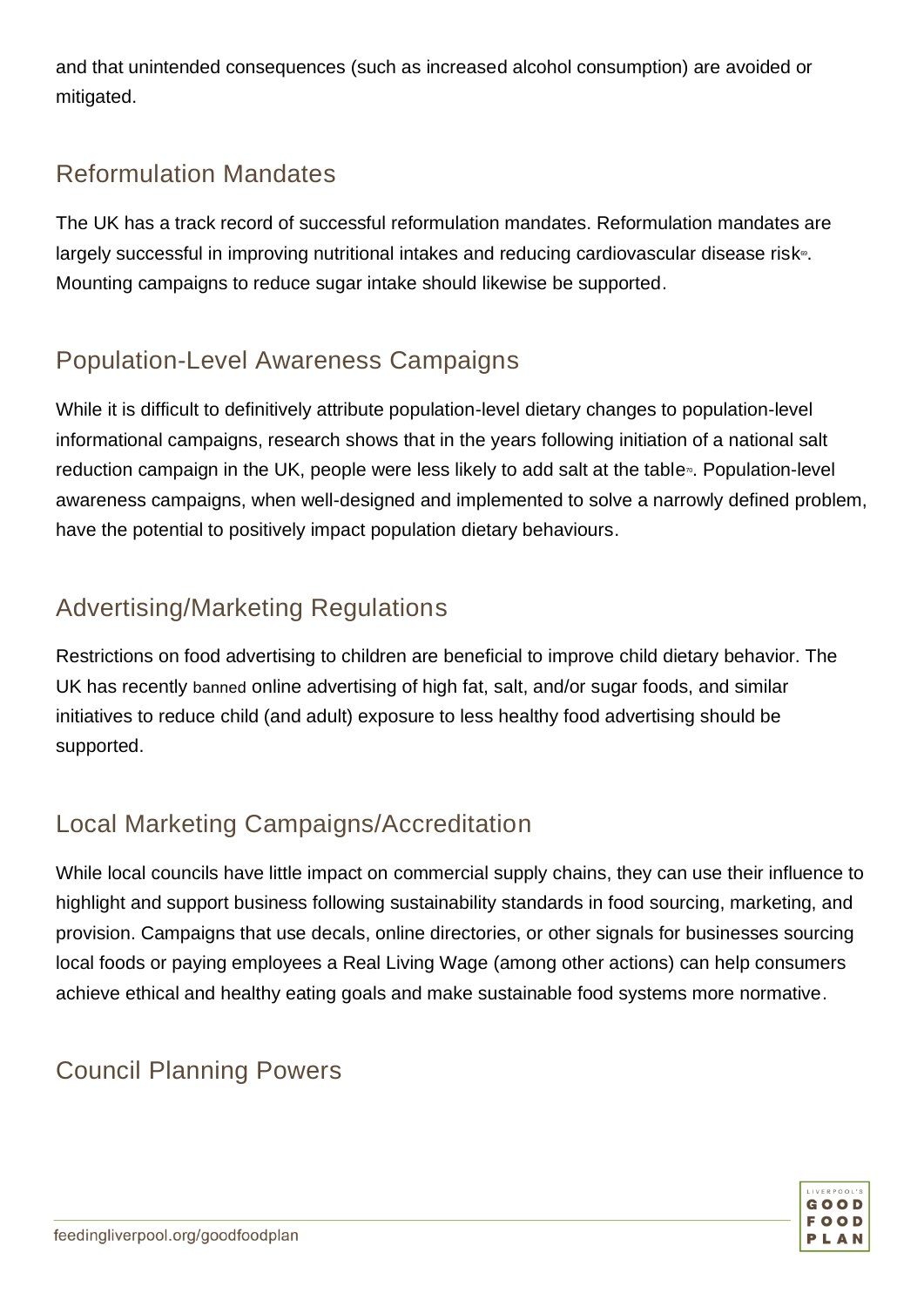and that unintended consequences (such as increased alcohol consumption) are avoided or mitigated.

## Reformulation Mandates

The UK has a track record of successful reformulation mandates. Reformulation mandates are largely successful in improving nutritional intakes and reducing cardiovascular disease risk[69]. Mounting campaigns to reduce sugar intake should likewise be supported.

## Population-Level Awareness Campaigns

While it is difficult to definitively attribute population-level dietary changes to population-level informational campaigns, research shows that in the years following initiation of a national salt reduction campaign in the UK, people were less likely to add salt at the table[70]. Population-level awareness campaigns, when well-designed and implemented to solve a narrowly defined problem, have the potential to positively impact population dietary behaviours.

## Advertising/Marketing Regulations

Restrictions on food advertising to children are beneficial to improve child dietary behavior. The UK has recently banned online advertising of high fat, salt, and/or sugar foods, and similar initiatives to reduce child (and adult) exposure to less healthy food advertising should be supported.

## Local Marketing Campaigns/Accreditation

While local councils have little impact on commercial supply chains, they can use their influence to highlight and support business following sustainability standards in food sourcing, marketing, and provision. Campaigns that use decals, online directories, or other signals for businesses sourcing local foods or paying employees a Real Living Wage (among other actions) can help consumers achieve ethical and healthy eating goals and make sustainable food systems more normative.

## Council Planning Powers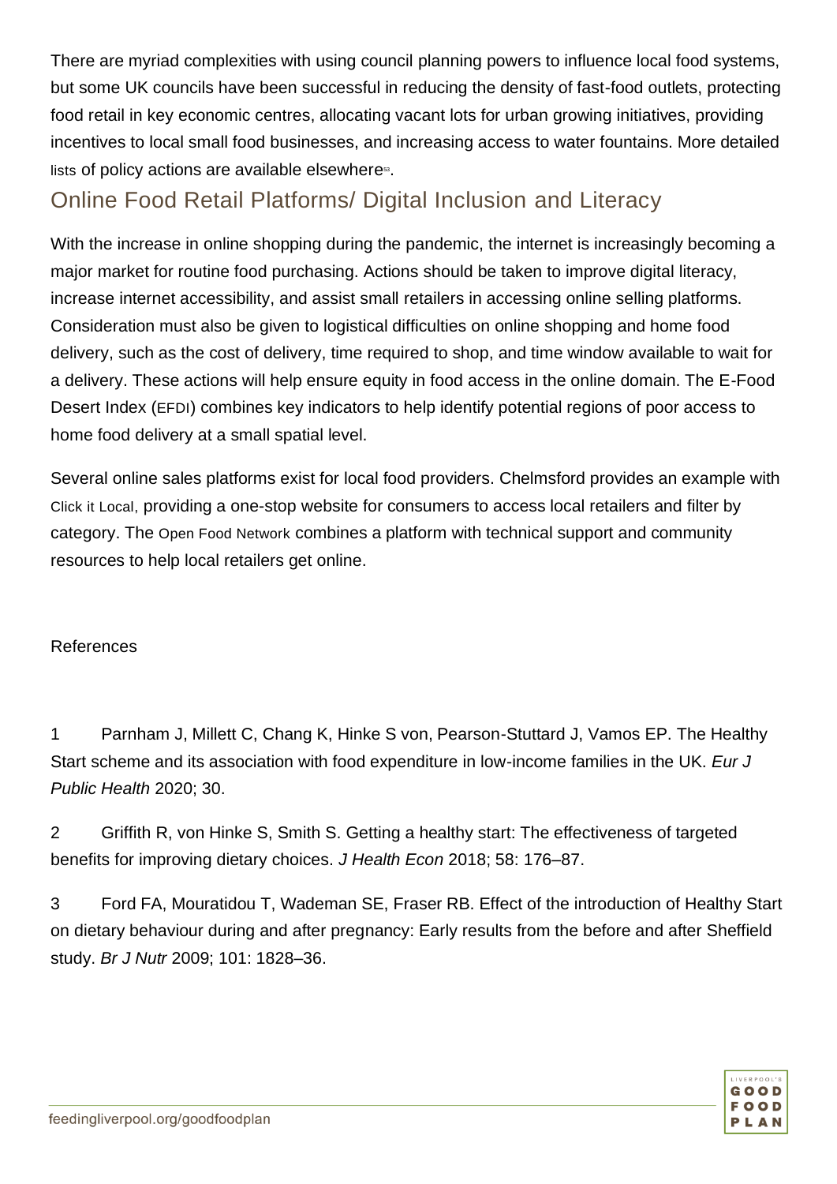There are myriad complexities with using council planning powers to influence local food systems, but some UK councils have been successful in reducing the density of fast-food outlets, protecting food retail in key economic centres, allocating vacant lots for urban growing initiatives, providing incentives to local small food businesses, and increasing access to water fountains. More detailed lists of policy actions are available elsewhere[53].

## Online Food Retail Platforms/ Digital Inclusion and Literacy

With the increase in online shopping during the pandemic, the internet is increasingly becoming a major market for routine food purchasing. Actions should be taken to improve digital literacy, increase internet accessibility, and assist small retailers in accessing online selling platforms. Consideration must also be given to logistical difficulties on online shopping and home food delivery, such as the cost of delivery, time required to shop, and time window available to wait for a delivery. These actions will help ensure equity in food access in the online domain. The E-Food Desert Index (EFDI) combines key indicators to help identify potential regions of poor access to home food delivery at a small spatial level.

Several online sales platforms exist for local food providers. Chelmsford provides an example with Click it Local, providing a one-stop website for consumers to access local retailers and filter by category. The Open Food Network combines a platform with technical support and community resources to help local retailers get online.

References

1 Parnham J, Millett C, Chang K, Hinke S von, Pearson-Stuttard J, Vamos EP. The Healthy Start scheme and its association with food expenditure in low-income families in the UK. *Eur J Public Health* 2020; 30.

2 Griffith R, von Hinke S, Smith S. Getting a healthy start: The effectiveness of targeted benefits for improving dietary choices. *J Health Econ* 2018; 58: 176–87.

3 Ford FA, Mouratidou T, Wademan SE, Fraser RB. Effect of the introduction of Healthy Start on dietary behaviour during and after pregnancy: Early results from the before and after Sheffield study. *Br J Nutr* 2009; 101: 1828–36.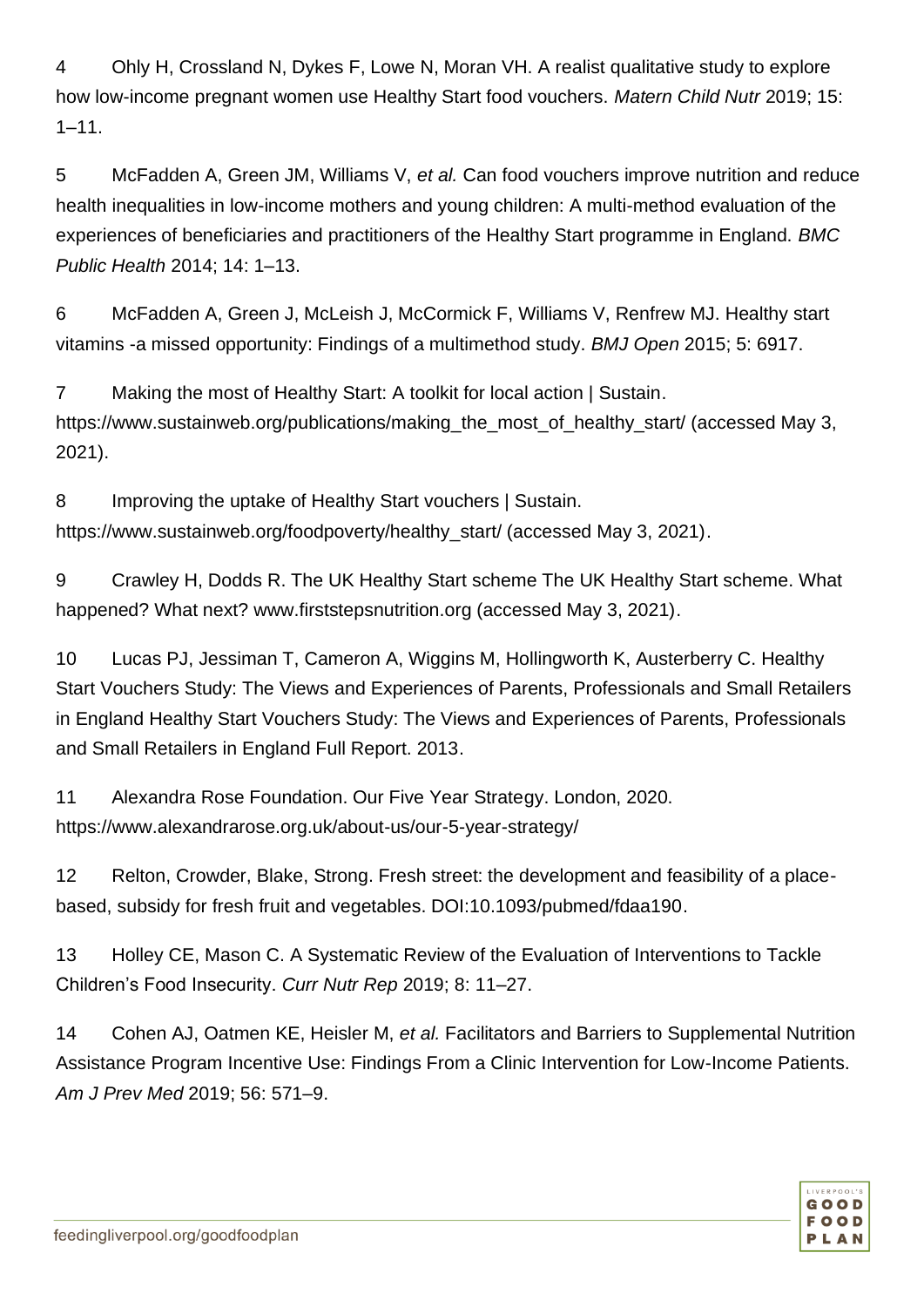4 Ohly H, Crossland N, Dykes F, Lowe N, Moran VH. A realist qualitative study to explore how low-income pregnant women use Healthy Start food vouchers. *Matern Child Nutr* 2019; 15: 1–11.

5 McFadden A, Green JM, Williams V, *et al.* Can food vouchers improve nutrition and reduce health inequalities in low-income mothers and young children: A multi-method evaluation of the experiences of beneficiaries and practitioners of the Healthy Start programme in England. *BMC Public Health* 2014; 14: 1–13.

6 McFadden A, Green J, McLeish J, McCormick F, Williams V, Renfrew MJ. Healthy start vitamins -a missed opportunity: Findings of a multimethod study. *BMJ Open* 2015; 5: 6917.

7 Making the most of Healthy Start: A toolkit for local action | Sustain. https://www.sustainweb.org/publications/making_the_most_of_healthy_start/ (accessed May 3, 2021).

8 Improving the uptake of Healthy Start vouchers | Sustain. https://www.sustainweb.org/foodpoverty/healthy_start/ (accessed May 3, 2021).

9 Crawley H, Dodds R. The UK Healthy Start scheme The UK Healthy Start scheme. What happened? What next? www.firststepsnutrition.org (accessed May 3, 2021).

10 Lucas PJ, Jessiman T, Cameron A, Wiggins M, Hollingworth K, Austerberry C. Healthy Start Vouchers Study: The Views and Experiences of Parents, Professionals and Small Retailers in England Healthy Start Vouchers Study: The Views and Experiences of Parents, Professionals and Small Retailers in England Full Report. 2013.

11 Alexandra Rose Foundation. Our Five Year Strategy. London, 2020. https://www.alexandrarose.org.uk/about-us/our-5-year-strategy/

12 Relton, Crowder, Blake, Strong. Fresh street: the development and feasibility of a place-based, subsidy for fresh fruit and vegetables. DOI:10.1093/pubmed/fdaa190.

13 Holley CE, Mason C. A Systematic Review of the Evaluation of Interventions to Tackle Children's Food Insecurity. *Curr Nutr Rep* 2019; 8: 11–27.

14 Cohen AJ, Oatmen KE, Heisler M, *et al.* Facilitators and Barriers to Supplemental Nutrition Assistance Program Incentive Use: Findings From a Clinic Intervention for Low-Income Patients. *Am J Prev Med* 2019; 56: 571–9.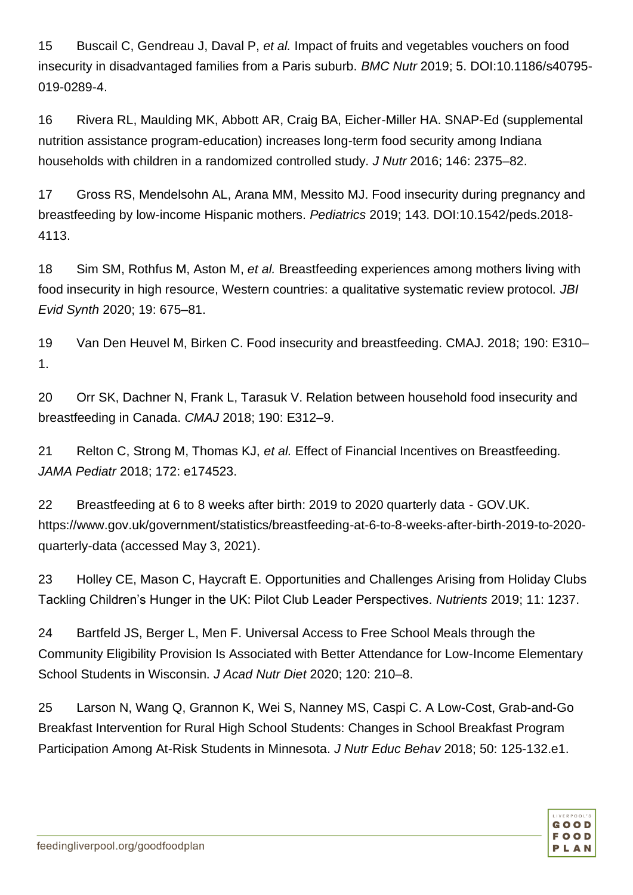15 Buscail C, Gendreau J, Daval P, *et al.* Impact of fruits and vegetables vouchers on food insecurity in disadvantaged families from a Paris suburb. *BMC Nutr* 2019; 5. DOI:10.1186/s40795-019-0289-4.

16 Rivera RL, Maulding MK, Abbott AR, Craig BA, Eicher-Miller HA. SNAP-Ed (supplemental nutrition assistance program-education) increases long-term food security among Indiana households with children in a randomized controlled study. *J Nutr* 2016; 146: 2375–82.

17 Gross RS, Mendelsohn AL, Arana MM, Messito MJ. Food insecurity during pregnancy and breastfeeding by low-income Hispanic mothers. *Pediatrics* 2019; 143. DOI:10.1542/peds.2018-4113.

18 Sim SM, Rothfus M, Aston M, *et al.* Breastfeeding experiences among mothers living with food insecurity in high resource, Western countries: a qualitative systematic review protocol. *JBI Evid Synth* 2020; 19: 675–81.

19 Van Den Heuvel M, Birken C. Food insecurity and breastfeeding. CMAJ. 2018; 190: E310–1.

20 Orr SK, Dachner N, Frank L, Tarasuk V. Relation between household food insecurity and breastfeeding in Canada. *CMAJ* 2018; 190: E312–9.

21 Relton C, Strong M, Thomas KJ, *et al.* Effect of Financial Incentives on Breastfeeding. *JAMA Pediatr* 2018; 172: e174523.

22 Breastfeeding at 6 to 8 weeks after birth: 2019 to 2020 quarterly data - GOV.UK. https://www.gov.uk/government/statistics/breastfeeding-at-6-to-8-weeks-after-birth-2019-to-2020-quarterly-data (accessed May 3, 2021).

23 Holley CE, Mason C, Haycraft E. Opportunities and Challenges Arising from Holiday Clubs Tackling Children's Hunger in the UK: Pilot Club Leader Perspectives. *Nutrients* 2019; 11: 1237.

24 Bartfeld JS, Berger L, Men F. Universal Access to Free School Meals through the Community Eligibility Provision Is Associated with Better Attendance for Low-Income Elementary School Students in Wisconsin. *J Acad Nutr Diet* 2020; 120: 210–8.

25 Larson N, Wang Q, Grannon K, Wei S, Nanney MS, Caspi C. A Low-Cost, Grab-and-Go Breakfast Intervention for Rural High School Students: Changes in School Breakfast Program Participation Among At-Risk Students in Minnesota. *J Nutr Educ Behav* 2018; 50: 125-132.e1.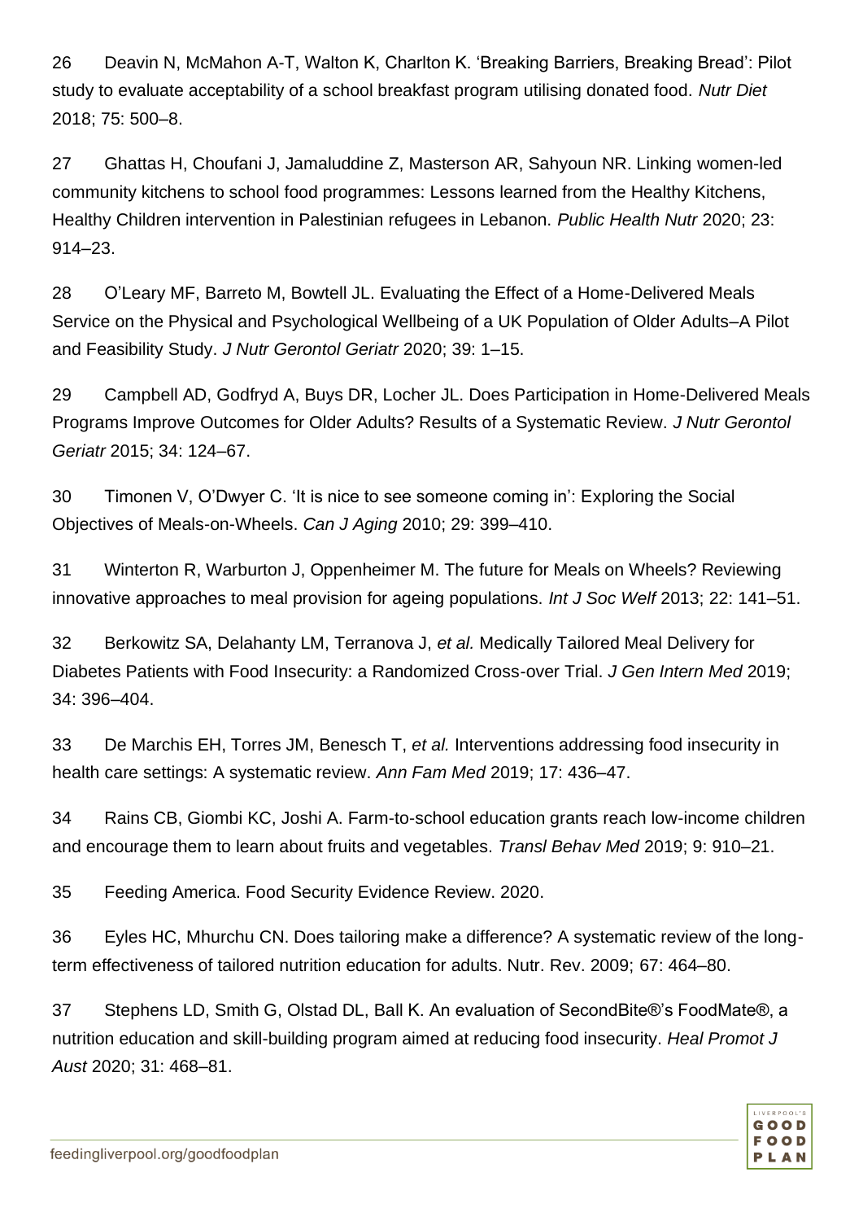26 Deavin N, McMahon A-T, Walton K, Charlton K. 'Breaking Barriers, Breaking Bread': Pilot study to evaluate acceptability of a school breakfast program utilising donated food. *Nutr Diet* 2018; 75: 500–8.

27 Ghattas H, Choufani J, Jamaluddine Z, Masterson AR, Sahyoun NR. Linking women-led community kitchens to school food programmes: Lessons learned from the Healthy Kitchens, Healthy Children intervention in Palestinian refugees in Lebanon. *Public Health Nutr* 2020; 23: 914–23.

28 O'Leary MF, Barreto M, Bowtell JL. Evaluating the Effect of a Home-Delivered Meals Service on the Physical and Psychological Wellbeing of a UK Population of Older Adults–A Pilot and Feasibility Study. *J Nutr Gerontol Geriatr* 2020; 39: 1–15.

29 Campbell AD, Godfryd A, Buys DR, Locher JL. Does Participation in Home-Delivered Meals Programs Improve Outcomes for Older Adults? Results of a Systematic Review. *J Nutr Gerontol Geriatr* 2015; 34: 124–67.

30 Timonen V, O'Dwyer C. 'It is nice to see someone coming in': Exploring the Social Objectives of Meals-on-Wheels. *Can J Aging* 2010; 29: 399–410.

31 Winterton R, Warburton J, Oppenheimer M. The future for Meals on Wheels? Reviewing innovative approaches to meal provision for ageing populations. *Int J Soc Welf* 2013; 22: 141–51.

32 Berkowitz SA, Delahanty LM, Terranova J, *et al.* Medically Tailored Meal Delivery for Diabetes Patients with Food Insecurity: a Randomized Cross-over Trial. *J Gen Intern Med* 2019; 34: 396–404.

33 De Marchis EH, Torres JM, Benesch T, *et al.* Interventions addressing food insecurity in health care settings: A systematic review. *Ann Fam Med* 2019; 17: 436–47.

34 Rains CB, Giombi KC, Joshi A. Farm-to-school education grants reach low-income children and encourage them to learn about fruits and vegetables. *Transl Behav Med* 2019; 9: 910–21.

35 Feeding America. Food Security Evidence Review. 2020.

36 Eyles HC, Mhurchu CN. Does tailoring make a difference? A systematic review of the long-term effectiveness of tailored nutrition education for adults. Nutr. Rev. 2009; 67: 464–80.

37 Stephens LD, Smith G, Olstad DL, Ball K. An evaluation of SecondBite®'s FoodMate®, a nutrition education and skill-building program aimed at reducing food insecurity. *Heal Promot J Aust* 2020; 31: 468–81.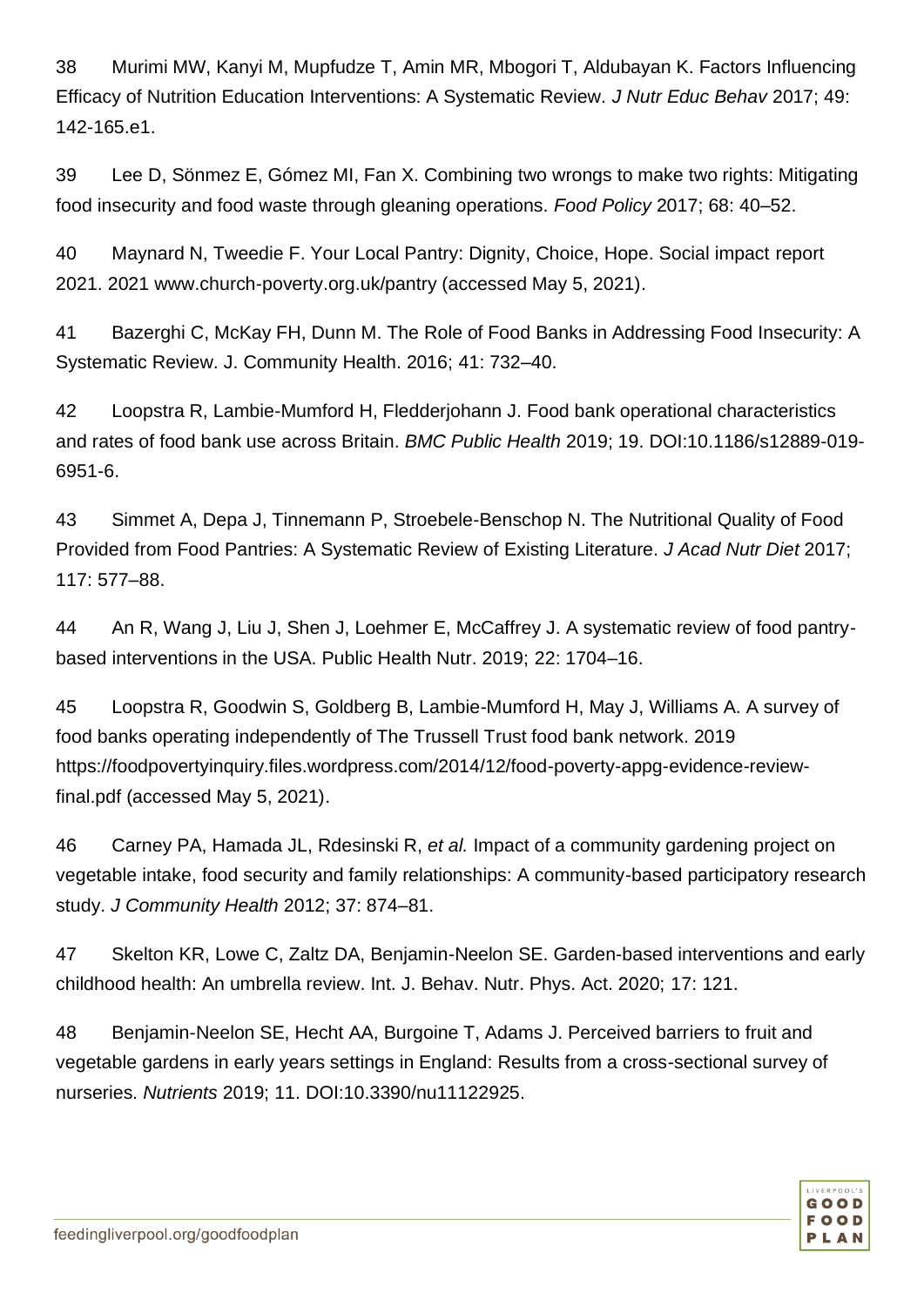38 Murimi MW, Kanyi M, Mupfudze T, Amin MR, Mbogori T, Aldubayan K. Factors Influencing Efficacy of Nutrition Education Interventions: A Systematic Review. *J Nutr Educ Behav* 2017; 49: 142-165.e1.

39 Lee D, Sönmez E, Gómez MI, Fan X. Combining two wrongs to make two rights: Mitigating food insecurity and food waste through gleaning operations. *Food Policy* 2017; 68: 40–52.

40 Maynard N, Tweedie F. Your Local Pantry: Dignity, Choice, Hope. Social impact report 2021. 2021 www.church-poverty.org.uk/pantry (accessed May 5, 2021).

41 Bazerghi C, McKay FH, Dunn M. The Role of Food Banks in Addressing Food Insecurity: A Systematic Review. J. Community Health. 2016; 41: 732–40.

42 Loopstra R, Lambie-Mumford H, Fledderjohann J. Food bank operational characteristics and rates of food bank use across Britain. *BMC Public Health* 2019; 19. DOI:10.1186/s12889-019-6951-6.

43 Simmet A, Depa J, Tinnemann P, Stroebele-Benschop N. The Nutritional Quality of Food Provided from Food Pantries: A Systematic Review of Existing Literature. *J Acad Nutr Diet* 2017; 117: 577–88.

44 An R, Wang J, Liu J, Shen J, Loehmer E, McCaffrey J. A systematic review of food pantry-based interventions in the USA. Public Health Nutr. 2019; 22: 1704–16.

45 Loopstra R, Goodwin S, Goldberg B, Lambie-Mumford H, May J, Williams A. A survey of food banks operating independently of The Trussell Trust food bank network. 2019 https://foodpovertyinquiry.files.wordpress.com/2014/12/food-poverty-appg-evidence-review-final.pdf (accessed May 5, 2021).

46 Carney PA, Hamada JL, Rdesinski R, *et al.* Impact of a community gardening project on vegetable intake, food security and family relationships: A community-based participatory research study. *J Community Health* 2012; 37: 874–81.

47 Skelton KR, Lowe C, Zaltz DA, Benjamin-Neelon SE. Garden-based interventions and early childhood health: An umbrella review. Int. J. Behav. Nutr. Phys. Act. 2020; 17: 121.

48 Benjamin-Neelon SE, Hecht AA, Burgoine T, Adams J. Perceived barriers to fruit and vegetable gardens in early years settings in England: Results from a cross-sectional survey of nurseries. *Nutrients* 2019; 11. DOI:10.3390/nu11122925.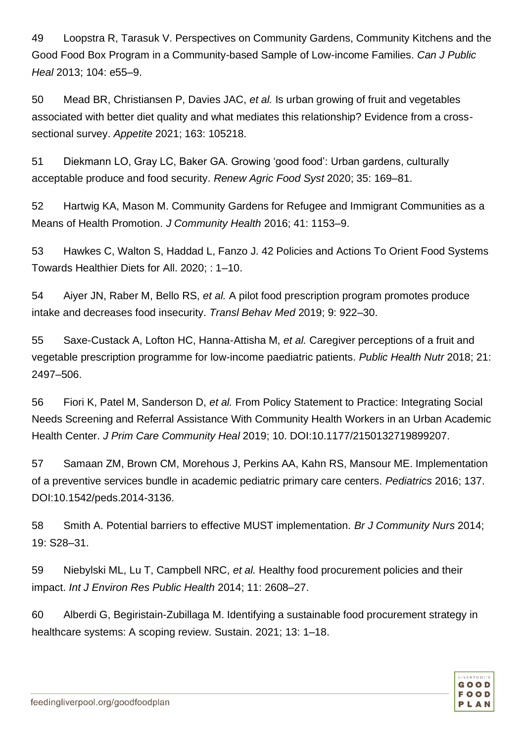49 Loopstra R, Tarasuk V. Perspectives on Community Gardens, Community Kitchens and the Good Food Box Program in a Community-based Sample of Low-income Families. *Can J Public Heal* 2013; 104: e55–9.

50 Mead BR, Christiansen P, Davies JAC, *et al.* Is urban growing of fruit and vegetables associated with better diet quality and what mediates this relationship? Evidence from a cross-sectional survey. *Appetite* 2021; 163: 105218.

51 Diekmann LO, Gray LC, Baker GA. Growing 'good food': Urban gardens, culturally acceptable produce and food security. *Renew Agric Food Syst* 2020; 35: 169–81.

52 Hartwig KA, Mason M. Community Gardens for Refugee and Immigrant Communities as a Means of Health Promotion. *J Community Health* 2016; 41: 1153–9.

53 Hawkes C, Walton S, Haddad L, Fanzo J. 42 Policies and Actions To Orient Food Systems Towards Healthier Diets for All. 2020; : 1–10.

54 Aiyer JN, Raber M, Bello RS, *et al.* A pilot food prescription program promotes produce intake and decreases food insecurity. *Transl Behav Med* 2019; 9: 922–30.

55 Saxe-Custack A, Lofton HC, Hanna-Attisha M, *et al.* Caregiver perceptions of a fruit and vegetable prescription programme for low-income paediatric patients. *Public Health Nutr* 2018; 21: 2497–506.

56 Fiori K, Patel M, Sanderson D, *et al.* From Policy Statement to Practice: Integrating Social Needs Screening and Referral Assistance With Community Health Workers in an Urban Academic Health Center. *J Prim Care Community Heal* 2019; 10. DOI:10.1177/2150132719899207.

57 Samaan ZM, Brown CM, Morehous J, Perkins AA, Kahn RS, Mansour ME. Implementation of a preventive services bundle in academic pediatric primary care centers. *Pediatrics* 2016; 137. DOI:10.1542/peds.2014-3136.

58 Smith A. Potential barriers to effective MUST implementation. *Br J Community Nurs* 2014; 19: S28–31.

59 Niebylski ML, Lu T, Campbell NRC, *et al.* Healthy food procurement policies and their impact. *Int J Environ Res Public Health* 2014; 11: 2608–27.

60 Alberdi G, Begiristain-Zubillaga M. Identifying a sustainable food procurement strategy in healthcare systems: A scoping review. Sustain. 2021; 13: 1–18.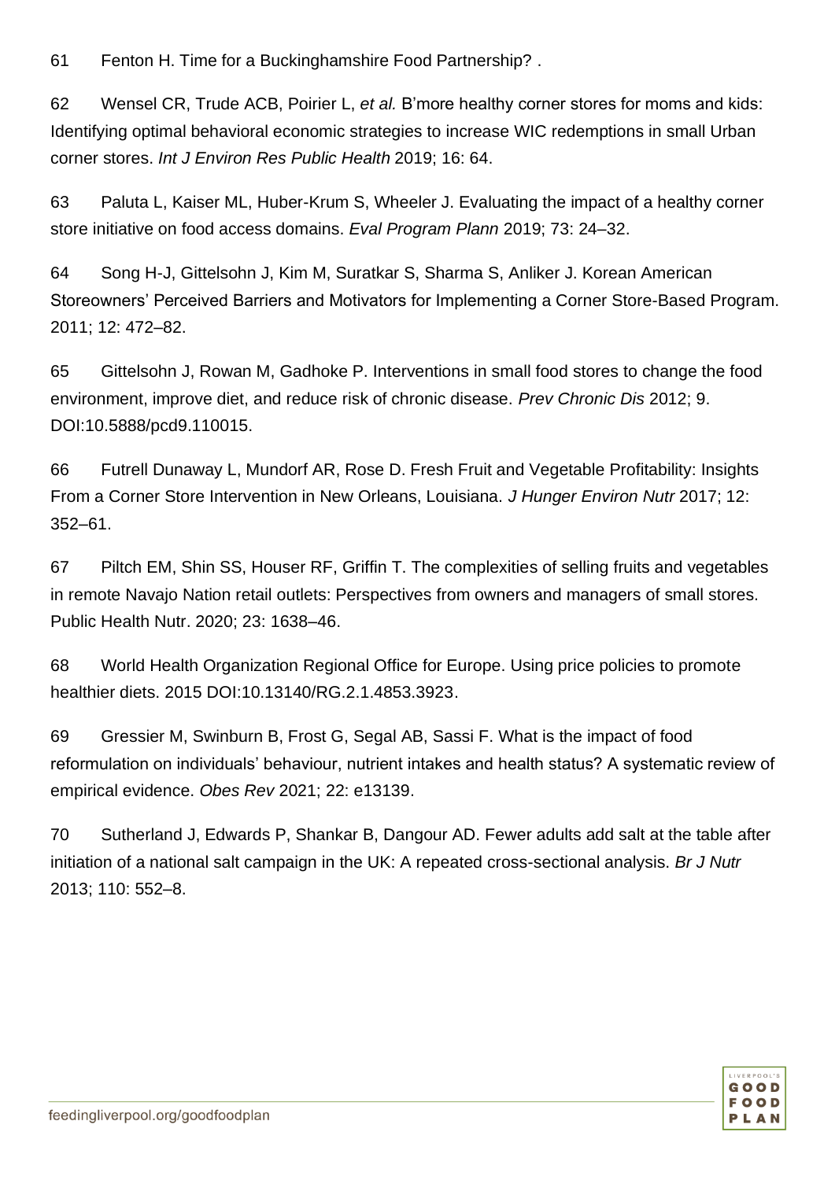61 Fenton H. Time for a Buckinghamshire Food Partnership? .

62 Wensel CR, Trude ACB, Poirier L, *et al.* B'more healthy corner stores for moms and kids: Identifying optimal behavioral economic strategies to increase WIC redemptions in small Urban corner stores. *Int J Environ Res Public Health* 2019; 16: 64.

63 Paluta L, Kaiser ML, Huber-Krum S, Wheeler J. Evaluating the impact of a healthy corner store initiative on food access domains. *Eval Program Plann* 2019; 73: 24–32.

64 Song H-J, Gittelsohn J, Kim M, Suratkar S, Sharma S, Anliker J. Korean American Storeowners' Perceived Barriers and Motivators for Implementing a Corner Store-Based Program. 2011; 12: 472–82.

65 Gittelsohn J, Rowan M, Gadhoke P. Interventions in small food stores to change the food environment, improve diet, and reduce risk of chronic disease. *Prev Chronic Dis* 2012; 9. DOI:10.5888/pcd9.110015.

66 Futrell Dunaway L, Mundorf AR, Rose D. Fresh Fruit and Vegetable Profitability: Insights From a Corner Store Intervention in New Orleans, Louisiana. *J Hunger Environ Nutr* 2017; 12: 352–61.

67 Piltch EM, Shin SS, Houser RF, Griffin T. The complexities of selling fruits and vegetables in remote Navajo Nation retail outlets: Perspectives from owners and managers of small stores. Public Health Nutr. 2020; 23: 1638–46.

68 World Health Organization Regional Office for Europe. Using price policies to promote healthier diets. 2015 DOI:10.13140/RG.2.1.4853.3923.

69 Gressier M, Swinburn B, Frost G, Segal AB, Sassi F. What is the impact of food reformulation on individuals' behaviour, nutrient intakes and health status? A systematic review of empirical evidence. *Obes Rev* 2021; 22: e13139.

70 Sutherland J, Edwards P, Shankar B, Dangour AD. Fewer adults add salt at the table after initiation of a national salt campaign in the UK: A repeated cross-sectional analysis. *Br J Nutr* 2013; 110: 552–8.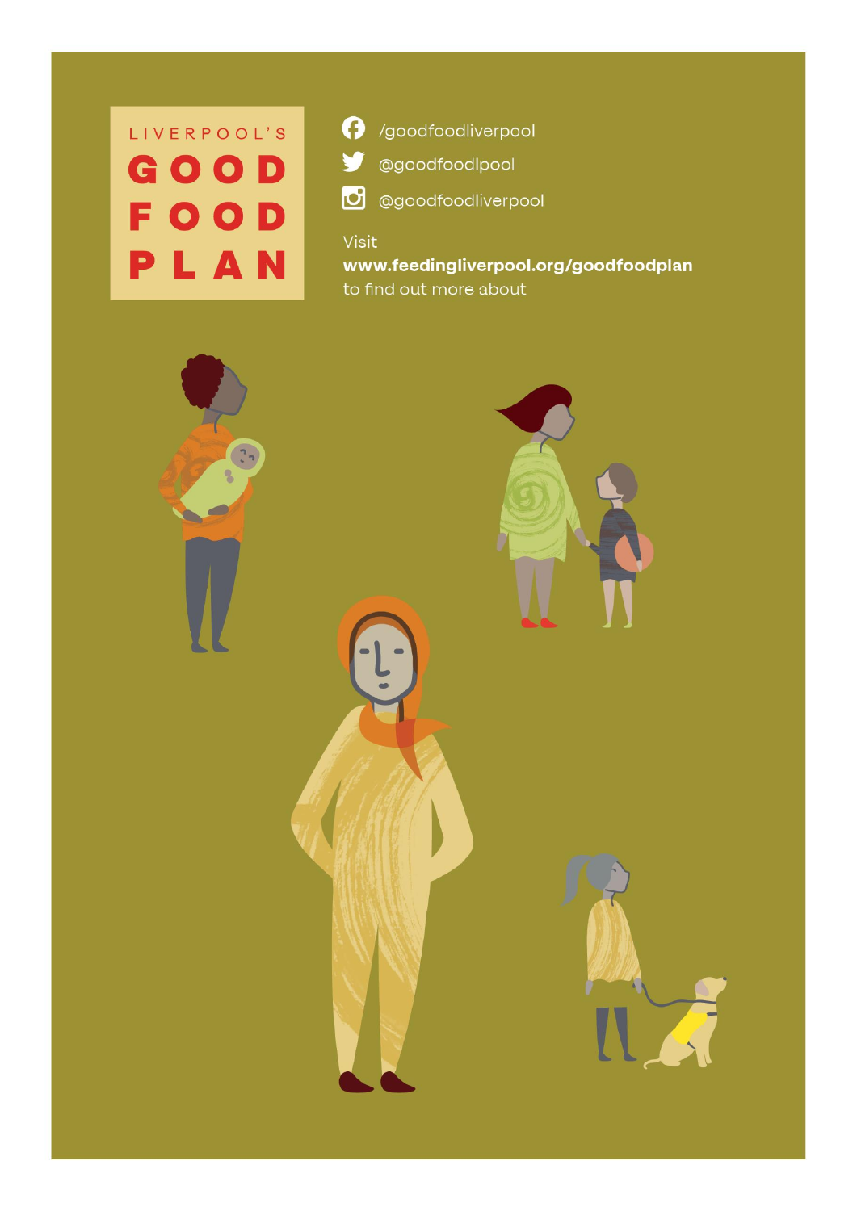LIVERPOOL'S

# GOOD FOOD PLAN

/goodfoodliverpool

@goodfoodlpool

@goodfoodliverpool

Visit
**www.feedingliverpool.org/goodfoodplan**
to find out more about